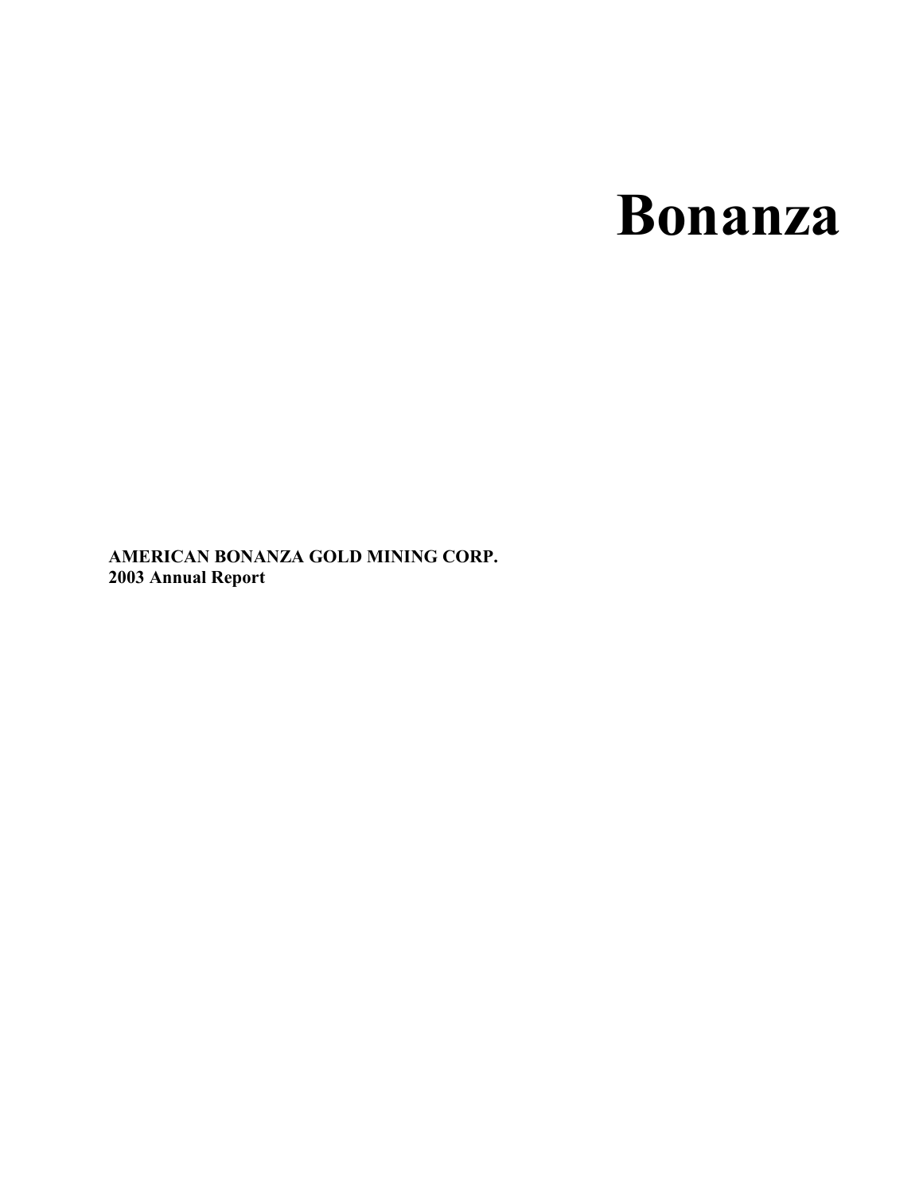# Bonanza

**AMERICAN BONANZA GOLD MINING CORP.**
**2003 Annual Report**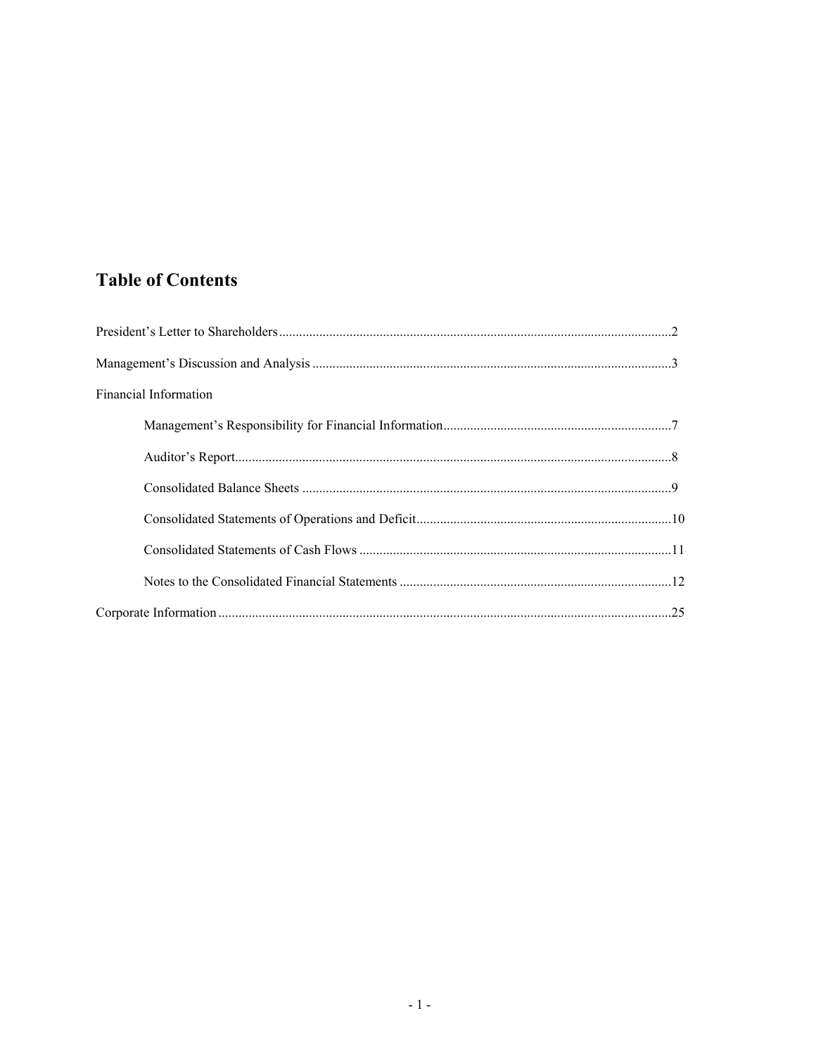# Table of Contents

President's Letter to Shareholders....................................................................................................................2

Management's Discussion and Analysis ..........................................................................................................3

Financial Information

- Management's Responsibility for Financial Information...................................................................7
- Auditor's Report.................................................................................................................................8
- Consolidated Balance Sheets .............................................................................................................9
- Consolidated Statements of Operations and Deficit...........................................................................10
- Consolidated Statements of Cash Flows ............................................................................................11
- Notes to the Consolidated Financial Statements ................................................................................12

Corporate Information......................................................................................................................................25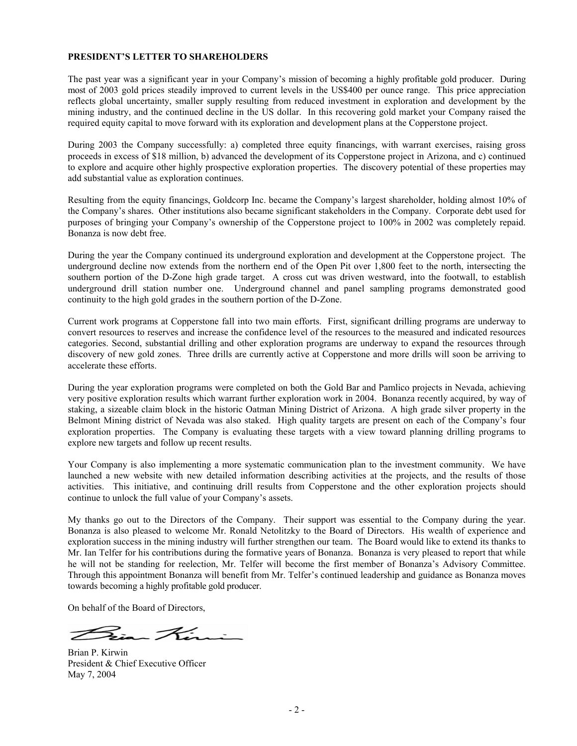**PRESIDENT'S LETTER TO SHAREHOLDERS**

The past year was a significant year in your Company's mission of becoming a highly profitable gold producer. During most of 2003 gold prices steadily improved to current levels in the US$400 per ounce range. This price appreciation reflects global uncertainty, smaller supply resulting from reduced investment in exploration and development by the mining industry, and the continued decline in the US dollar. In this recovering gold market your Company raised the required equity capital to move forward with its exploration and development plans at the Copperstone project.

During 2003 the Company successfully: a) completed three equity financings, with warrant exercises, raising gross proceeds in excess of $18 million, b) advanced the development of its Copperstone project in Arizona, and c) continued to explore and acquire other highly prospective exploration properties. The discovery potential of these properties may add substantial value as exploration continues.

Resulting from the equity financings, Goldcorp Inc. became the Company's largest shareholder, holding almost 10% of the Company's shares. Other institutions also became significant stakeholders in the Company. Corporate debt used for purposes of bringing your Company's ownership of the Copperstone project to 100% in 2002 was completely repaid. Bonanza is now debt free.

During the year the Company continued its underground exploration and development at the Copperstone project. The underground decline now extends from the northern end of the Open Pit over 1,800 feet to the north, intersecting the southern portion of the D-Zone high grade target. A cross cut was driven westward, into the footwall, to establish underground drill station number one. Underground channel and panel sampling programs demonstrated good continuity to the high gold grades in the southern portion of the D-Zone.

Current work programs at Copperstone fall into two main efforts. First, significant drilling programs are underway to convert resources to reserves and increase the confidence level of the resources to the measured and indicated resources categories. Second, substantial drilling and other exploration programs are underway to expand the resources through discovery of new gold zones. Three drills are currently active at Copperstone and more drills will soon be arriving to accelerate these efforts.

During the year exploration programs were completed on both the Gold Bar and Pamlico projects in Nevada, achieving very positive exploration results which warrant further exploration work in 2004. Bonanza recently acquired, by way of staking, a sizeable claim block in the historic Oatman Mining District of Arizona. A high grade silver property in the Belmont Mining district of Nevada was also staked. High quality targets are present on each of the Company's four exploration properties. The Company is evaluating these targets with a view toward planning drilling programs to explore new targets and follow up recent results.

Your Company is also implementing a more systematic communication plan to the investment community. We have launched a new website with new detailed information describing activities at the projects, and the results of those activities. This initiative, and continuing drill results from Copperstone and the other exploration projects should continue to unlock the full value of your Company's assets.

My thanks go out to the Directors of the Company. Their support was essential to the Company during the year. Bonanza is also pleased to welcome Mr. Ronald Netolitzky to the Board of Directors. His wealth of experience and exploration success in the mining industry will further strengthen our team. The Board would like to extend its thanks to Mr. Ian Telfer for his contributions during the formative years of Bonanza. Bonanza is very pleased to report that while he will not be standing for reelection, Mr. Telfer will become the first member of Bonanza's Advisory Committee. Through this appointment Bonanza will benefit from Mr. Telfer's continued leadership and guidance as Bonanza moves towards becoming a highly profitable gold producer.

On behalf of the Board of Directors,

Brian P. Kirwin
President & Chief Executive Officer
May 7, 2004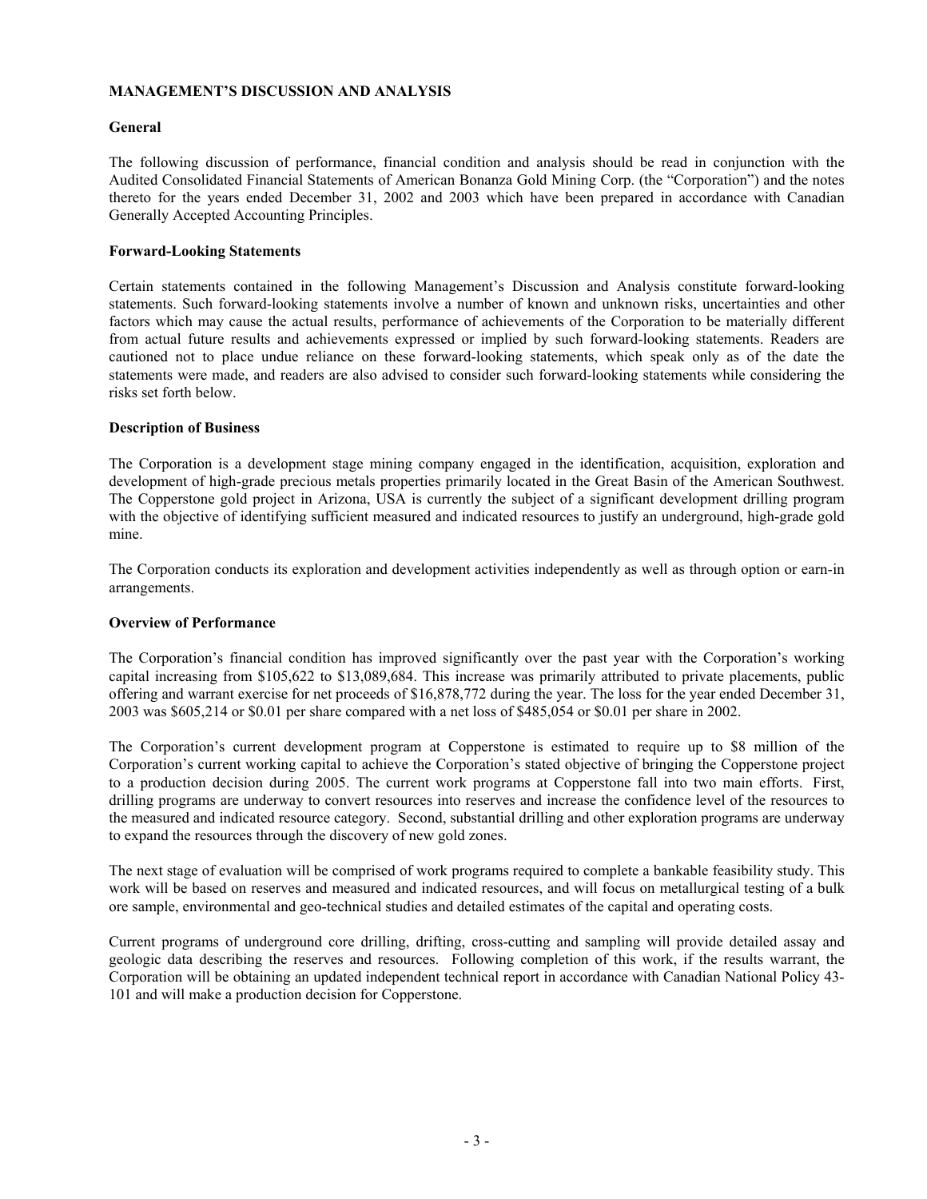## MANAGEMENT'S DISCUSSION AND ANALYSIS

### General

The following discussion of performance, financial condition and analysis should be read in conjunction with the Audited Consolidated Financial Statements of American Bonanza Gold Mining Corp. (the "Corporation") and the notes thereto for the years ended December 31, 2002 and 2003 which have been prepared in accordance with Canadian Generally Accepted Accounting Principles.

### Forward-Looking Statements

Certain statements contained in the following Management's Discussion and Analysis constitute forward-looking statements. Such forward-looking statements involve a number of known and unknown risks, uncertainties and other factors which may cause the actual results, performance of achievements of the Corporation to be materially different from actual future results and achievements expressed or implied by such forward-looking statements. Readers are cautioned not to place undue reliance on these forward-looking statements, which speak only as of the date the statements were made, and readers are also advised to consider such forward-looking statements while considering the risks set forth below.

### Description of Business

The Corporation is a development stage mining company engaged in the identification, acquisition, exploration and development of high-grade precious metals properties primarily located in the Great Basin of the American Southwest. The Copperstone gold project in Arizona, USA is currently the subject of a significant development drilling program with the objective of identifying sufficient measured and indicated resources to justify an underground, high-grade gold mine.

The Corporation conducts its exploration and development activities independently as well as through option or earn-in arrangements.

### Overview of Performance

The Corporation's financial condition has improved significantly over the past year with the Corporation's working capital increasing from $105,622 to $13,089,684. This increase was primarily attributed to private placements, public offering and warrant exercise for net proceeds of $16,878,772 during the year. The loss for the year ended December 31, 2003 was $605,214 or $0.01 per share compared with a net loss of $485,054 or $0.01 per share in 2002.

The Corporation's current development program at Copperstone is estimated to require up to $8 million of the Corporation's current working capital to achieve the Corporation's stated objective of bringing the Copperstone project to a production decision during 2005. The current work programs at Copperstone fall into two main efforts. First, drilling programs are underway to convert resources into reserves and increase the confidence level of the resources to the measured and indicated resource category. Second, substantial drilling and other exploration programs are underway to expand the resources through the discovery of new gold zones.

The next stage of evaluation will be comprised of work programs required to complete a bankable feasibility study. This work will be based on reserves and measured and indicated resources, and will focus on metallurgical testing of a bulk ore sample, environmental and geo-technical studies and detailed estimates of the capital and operating costs.

Current programs of underground core drilling, drifting, cross-cutting and sampling will provide detailed assay and geologic data describing the reserves and resources. Following completion of this work, if the results warrant, the Corporation will be obtaining an updated independent technical report in accordance with Canadian National Policy 43-101 and will make a production decision for Copperstone.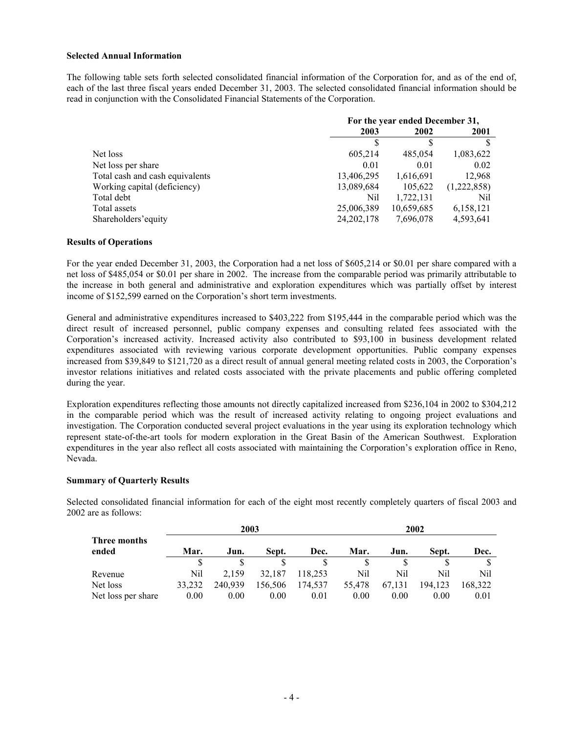**Selected Annual Information**

The following table sets forth selected consolidated financial information of the Corporation for, and as of the end of, each of the last three fiscal years ended December 31, 2003. The selected consolidated financial information should be read in conjunction with the Consolidated Financial Statements of the Corporation.

| | For the year ended December 31, | | |
|---|---|---|---|
| | **2003** | **2002** | **2001** |
| | $ | $ | $ |
| Net loss | 605,214 | 485,054 | 1,083,622 |
| Net loss per share | 0.01 | 0.01 | 0.02 |
| Total cash and cash equivalents | 13,406,295 | 1,616,691 | 12,968 |
| Working capital (deficiency) | 13,089,684 | 105,622 | (1,222,858) |
| Total debt | Nil | 1,722,131 | Nil |
| Total assets | 25,006,389 | 10,659,685 | 6,158,121 |
| Shareholders'equity | 24,202,178 | 7,696,078 | 4,593,641 |

**Results of Operations**

For the year ended December 31, 2003, the Corporation had a net loss of $605,214 or $0.01 per share compared with a net loss of $485,054 or $0.01 per share in 2002. The increase from the comparable period was primarily attributable to the increase in both general and administrative and exploration expenditures which was partially offset by interest income of $152,599 earned on the Corporation's short term investments.

General and administrative expenditures increased to $403,222 from $195,444 in the comparable period which was the direct result of increased personnel, public company expenses and consulting related fees associated with the Corporation's increased activity. Increased activity also contributed to $93,100 in business development related expenditures associated with reviewing various corporate development opportunities. Public company expenses increased from $39,849 to $121,720 as a direct result of annual general meeting related costs in 2003, the Corporation's investor relations initiatives and related costs associated with the private placements and public offering completed during the year.

Exploration expenditures reflecting those amounts not directly capitalized increased from $236,104 in 2002 to $304,212 in the comparable period which was the result of increased activity relating to ongoing project evaluations and investigation. The Corporation conducted several project evaluations in the year using its exploration technology which represent state-of-the-art tools for modern exploration in the Great Basin of the American Southwest. Exploration expenditures in the year also reflect all costs associated with maintaining the Corporation's exploration office in Reno, Nevada.

**Summary of Quarterly Results**

Selected consolidated financial information for each of the eight most recently completely quarters of fiscal 2003 and 2002 are as follows:

| | 2003 | | | | 2002 | | | |
|---|---|---|---|---|---|---|---|---|
| **Three months ended** | **Mar.** | **Jun.** | **Sept.** | **Dec.** | **Mar.** | **Jun.** | **Sept.** | **Dec.** |
| | $ | $ | $ | $ | $ | $ | $ | $ |
| Revenue | Nil | 2,159 | 32,187 | 118,253 | Nil | Nil | Nil | Nil |
| Net loss | 33,232 | 240,939 | 156,506 | 174,537 | 55,478 | 67,131 | 194,123 | 168,322 |
| Net loss per share | 0.00 | 0.00 | 0.00 | 0.01 | 0.00 | 0.00 | 0.00 | 0.01 |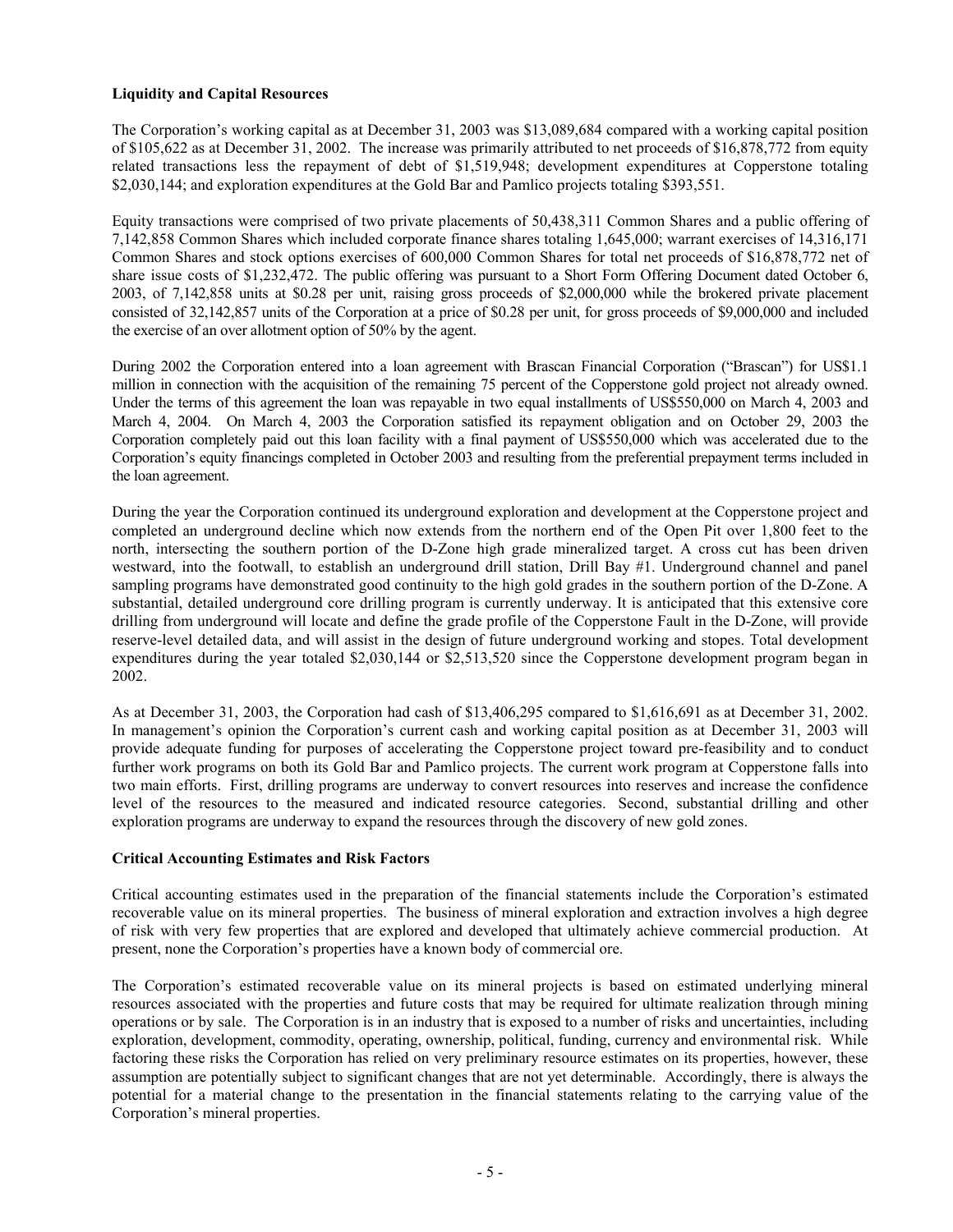**Liquidity and Capital Resources**

The Corporation's working capital as at December 31, 2003 was $13,089,684 compared with a working capital position of $105,622 as at December 31, 2002. The increase was primarily attributed to net proceeds of $16,878,772 from equity related transactions less the repayment of debt of $1,519,948; development expenditures at Copperstone totaling $2,030,144; and exploration expenditures at the Gold Bar and Pamlico projects totaling $393,551.

Equity transactions were comprised of two private placements of 50,438,311 Common Shares and a public offering of 7,142,858 Common Shares which included corporate finance shares totaling 1,645,000; warrant exercises of 14,316,171 Common Shares and stock options exercises of 600,000 Common Shares for total net proceeds of $16,878,772 net of share issue costs of $1,232,472. The public offering was pursuant to a Short Form Offering Document dated October 6, 2003, of 7,142,858 units at $0.28 per unit, raising gross proceeds of $2,000,000 while the brokered private placement consisted of 32,142,857 units of the Corporation at a price of $0.28 per unit, for gross proceeds of $9,000,000 and included the exercise of an over allotment option of 50% by the agent.

During 2002 the Corporation entered into a loan agreement with Brascan Financial Corporation ("Brascan") for US$1.1 million in connection with the acquisition of the remaining 75 percent of the Copperstone gold project not already owned. Under the terms of this agreement the loan was repayable in two equal installments of US$550,000 on March 4, 2003 and March 4, 2004. On March 4, 2003 the Corporation satisfied its repayment obligation and on October 29, 2003 the Corporation completely paid out this loan facility with a final payment of US$550,000 which was accelerated due to the Corporation's equity financings completed in October 2003 and resulting from the preferential prepayment terms included in the loan agreement.

During the year the Corporation continued its underground exploration and development at the Copperstone project and completed an underground decline which now extends from the northern end of the Open Pit over 1,800 feet to the north, intersecting the southern portion of the D-Zone high grade mineralized target. A cross cut has been driven westward, into the footwall, to establish an underground drill station, Drill Bay #1. Underground channel and panel sampling programs have demonstrated good continuity to the high gold grades in the southern portion of the D-Zone. A substantial, detailed underground core drilling program is currently underway. It is anticipated that this extensive core drilling from underground will locate and define the grade profile of the Copperstone Fault in the D-Zone, will provide reserve-level detailed data, and will assist in the design of future underground working and stopes. Total development expenditures during the year totaled $2,030,144 or $2,513,520 since the Copperstone development program began in 2002.

As at December 31, 2003, the Corporation had cash of $13,406,295 compared to $1,616,691 as at December 31, 2002. In management's opinion the Corporation's current cash and working capital position as at December 31, 2003 will provide adequate funding for purposes of accelerating the Copperstone project toward pre-feasibility and to conduct further work programs on both its Gold Bar and Pamlico projects. The current work program at Copperstone falls into two main efforts. First, drilling programs are underway to convert resources into reserves and increase the confidence level of the resources to the measured and indicated resource categories. Second, substantial drilling and other exploration programs are underway to expand the resources through the discovery of new gold zones.

**Critical Accounting Estimates and Risk Factors**

Critical accounting estimates used in the preparation of the financial statements include the Corporation's estimated recoverable value on its mineral properties. The business of mineral exploration and extraction involves a high degree of risk with very few properties that are explored and developed that ultimately achieve commercial production. At present, none the Corporation's properties have a known body of commercial ore.

The Corporation's estimated recoverable value on its mineral projects is based on estimated underlying mineral resources associated with the properties and future costs that may be required for ultimate realization through mining operations or by sale. The Corporation is in an industry that is exposed to a number of risks and uncertainties, including exploration, development, commodity, operating, ownership, political, funding, currency and environmental risk. While factoring these risks the Corporation has relied on very preliminary resource estimates on its properties, however, these assumption are potentially subject to significant changes that are not yet determinable. Accordingly, there is always the potential for a material change to the presentation in the financial statements relating to the carrying value of the Corporation's mineral properties.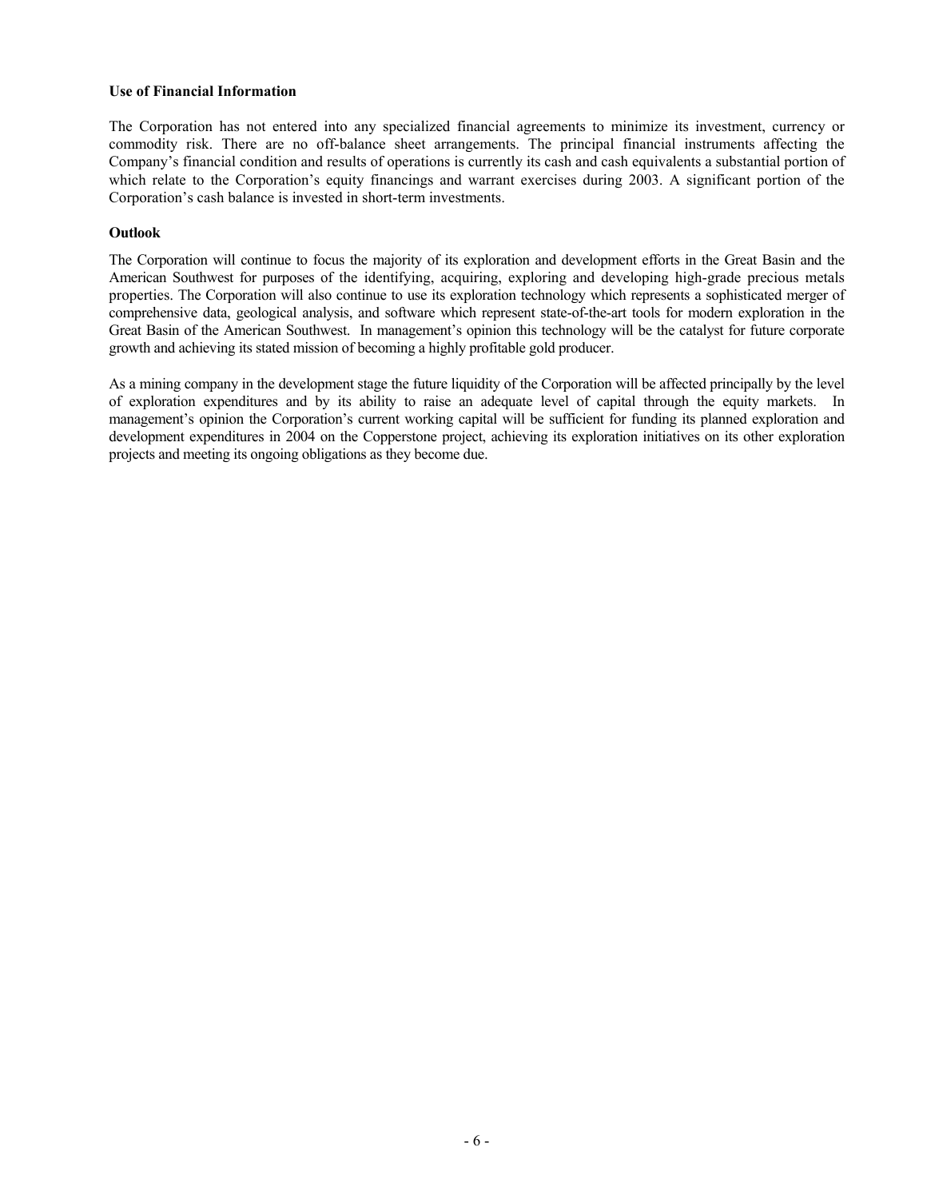**Use of Financial Information**

The Corporation has not entered into any specialized financial agreements to minimize its investment, currency or commodity risk. There are no off-balance sheet arrangements. The principal financial instruments affecting the Company's financial condition and results of operations is currently its cash and cash equivalents a substantial portion of which relate to the Corporation's equity financings and warrant exercises during 2003. A significant portion of the Corporation's cash balance is invested in short-term investments.

**Outlook**

The Corporation will continue to focus the majority of its exploration and development efforts in the Great Basin and the American Southwest for purposes of the identifying, acquiring, exploring and developing high-grade precious metals properties. The Corporation will also continue to use its exploration technology which represents a sophisticated merger of comprehensive data, geological analysis, and software which represent state-of-the-art tools for modern exploration in the Great Basin of the American Southwest. In management's opinion this technology will be the catalyst for future corporate growth and achieving its stated mission of becoming a highly profitable gold producer.

As a mining company in the development stage the future liquidity of the Corporation will be affected principally by the level of exploration expenditures and by its ability to raise an adequate level of capital through the equity markets. In management's opinion the Corporation's current working capital will be sufficient for funding its planned exploration and development expenditures in 2004 on the Copperstone project, achieving its exploration initiatives on its other exploration projects and meeting its ongoing obligations as they become due.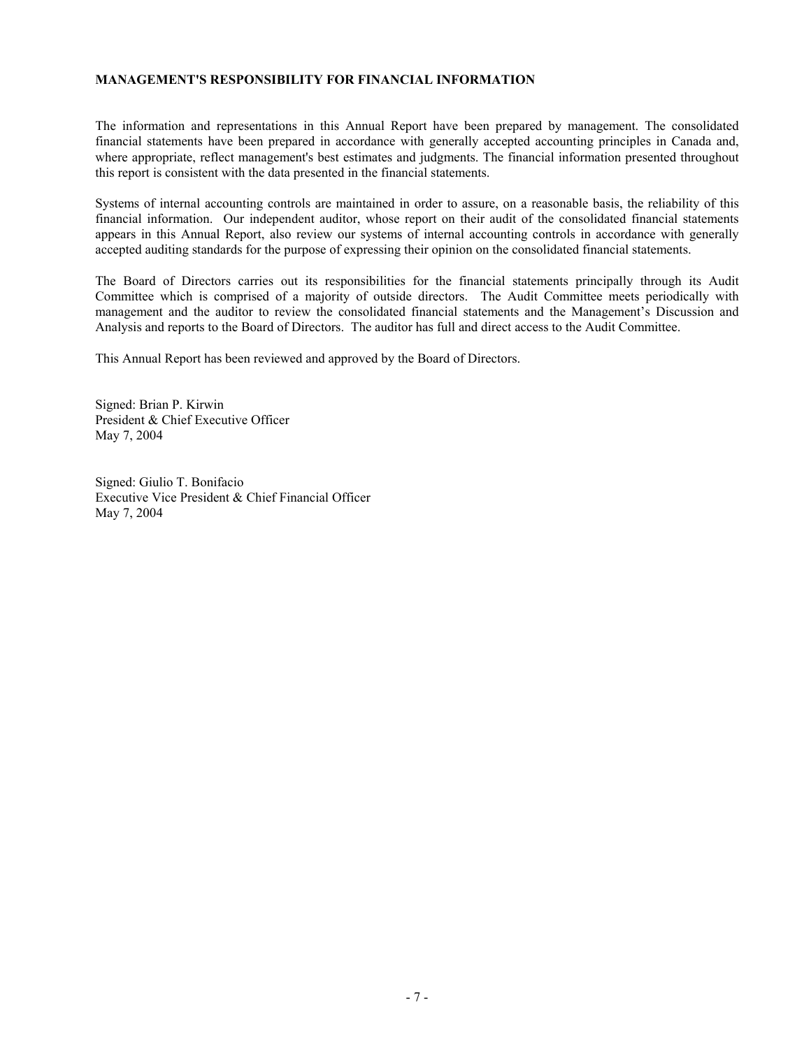**MANAGEMENT'S RESPONSIBILITY FOR FINANCIAL INFORMATION**

The information and representations in this Annual Report have been prepared by management. The consolidated financial statements have been prepared in accordance with generally accepted accounting principles in Canada and, where appropriate, reflect management's best estimates and judgments. The financial information presented throughout this report is consistent with the data presented in the financial statements.

Systems of internal accounting controls are maintained in order to assure, on a reasonable basis, the reliability of this financial information. Our independent auditor, whose report on their audit of the consolidated financial statements appears in this Annual Report, also review our systems of internal accounting controls in accordance with generally accepted auditing standards for the purpose of expressing their opinion on the consolidated financial statements.

The Board of Directors carries out its responsibilities for the financial statements principally through its Audit Committee which is comprised of a majority of outside directors. The Audit Committee meets periodically with management and the auditor to review the consolidated financial statements and the Management's Discussion and Analysis and reports to the Board of Directors. The auditor has full and direct access to the Audit Committee.

This Annual Report has been reviewed and approved by the Board of Directors.

Signed: Brian P. Kirwin
President & Chief Executive Officer
May 7, 2004

Signed: Giulio T. Bonifacio
Executive Vice President & Chief Financial Officer
May 7, 2004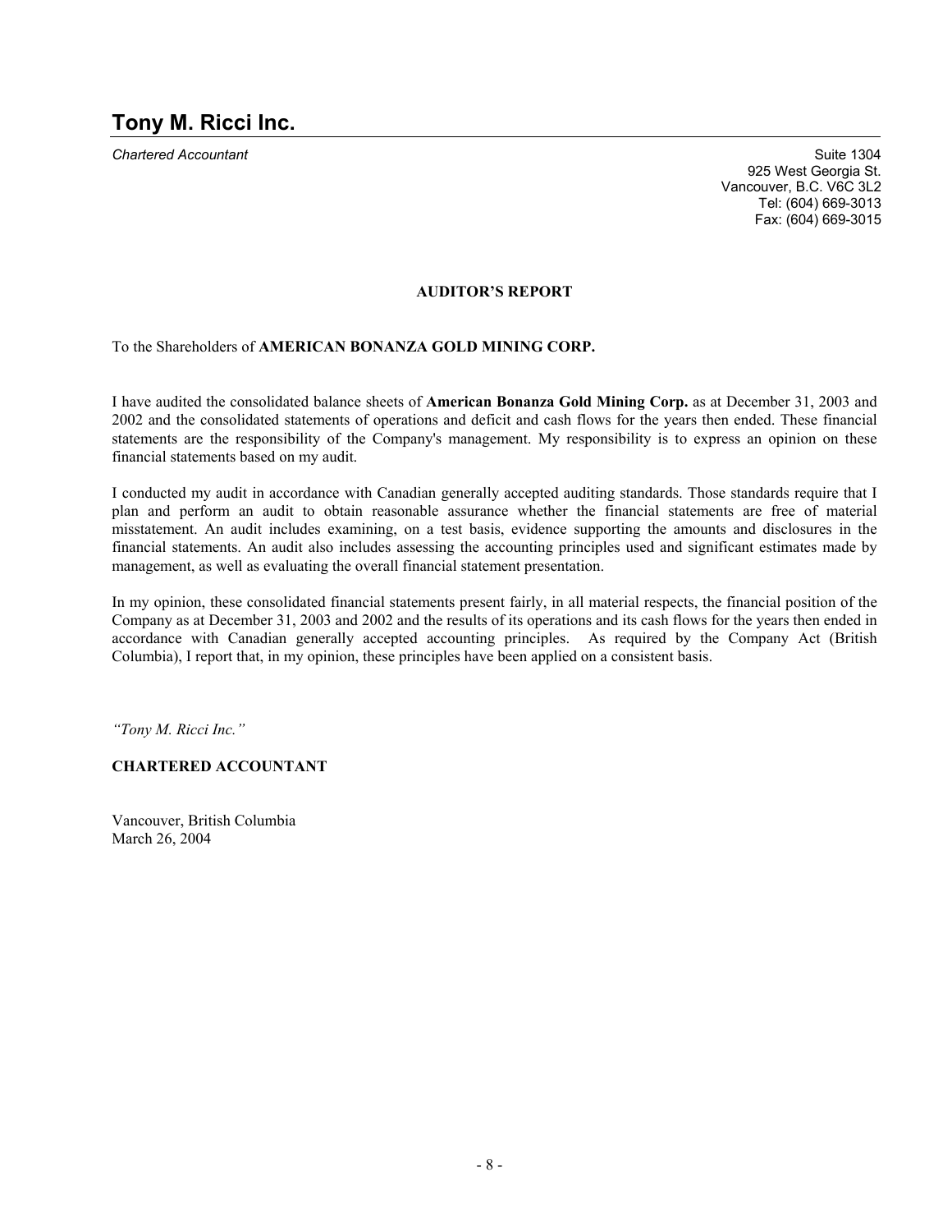# Tony M. Ricci Inc.

*Chartered Accountant*

Suite 1304
925 West Georgia St.
Vancouver, B.C. V6C 3L2
Tel: (604) 669-3013
Fax: (604) 669-3015

**AUDITOR'S REPORT**

To the Shareholders of **AMERICAN BONANZA GOLD MINING CORP.**

I have audited the consolidated balance sheets of **American Bonanza Gold Mining Corp.** as at December 31, 2003 and 2002 and the consolidated statements of operations and deficit and cash flows for the years then ended. These financial statements are the responsibility of the Company's management. My responsibility is to express an opinion on these financial statements based on my audit.

I conducted my audit in accordance with Canadian generally accepted auditing standards. Those standards require that I plan and perform an audit to obtain reasonable assurance whether the financial statements are free of material misstatement. An audit includes examining, on a test basis, evidence supporting the amounts and disclosures in the financial statements. An audit also includes assessing the accounting principles used and significant estimates made by management, as well as evaluating the overall financial statement presentation.

In my opinion, these consolidated financial statements present fairly, in all material respects, the financial position of the Company as at December 31, 2003 and 2002 and the results of its operations and its cash flows for the years then ended in accordance with Canadian generally accepted accounting principles. As required by the Company Act (British Columbia), I report that, in my opinion, these principles have been applied on a consistent basis.

*"Tony M. Ricci Inc."*

**CHARTERED ACCOUNTANT**

Vancouver, British Columbia
March 26, 2004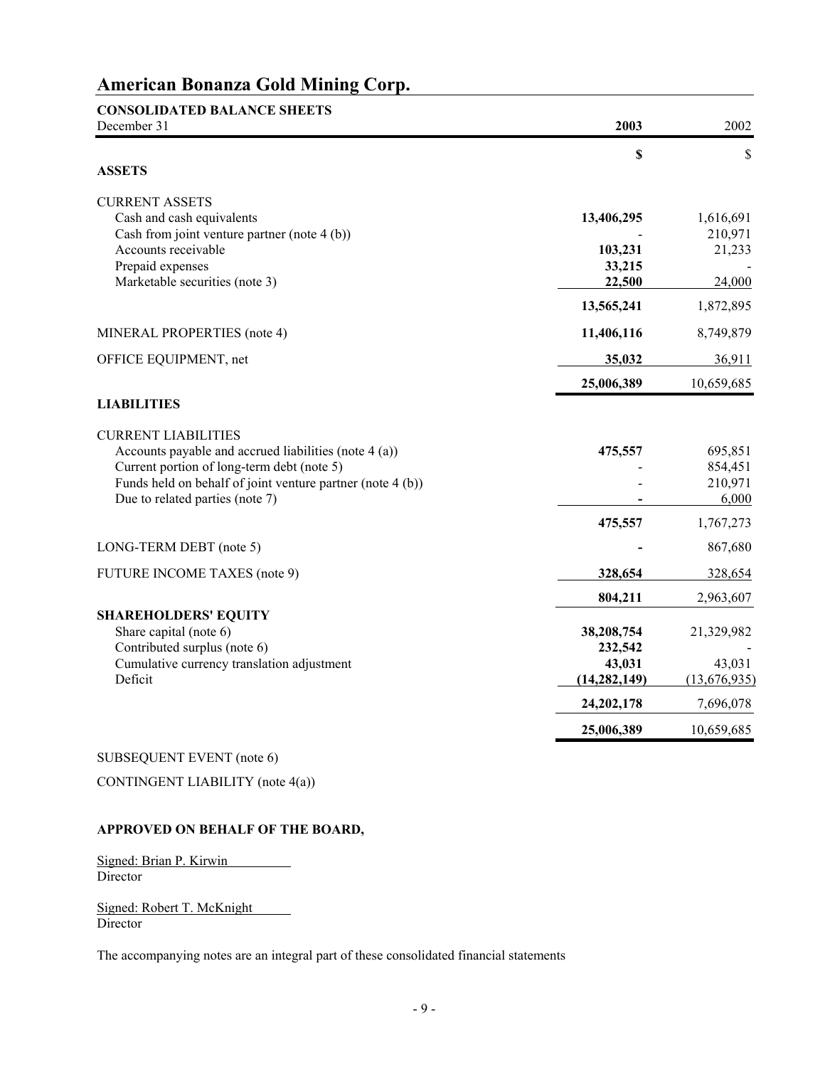# American Bonanza Gold Mining Corp.

## CONSOLIDATED BALANCE SHEETS

| December 31 | 2003 | 2002 |
|---|---|---|
| | **$** | $ |
| **ASSETS** | | |
| CURRENT ASSETS | | |
| Cash and cash equivalents | **13,406,295** | 1,616,691 |
| Cash from joint venture partner (note 4 (b)) | - | 210,971 |
| Accounts receivable | **103,231** | 21,233 |
| Prepaid expenses | **33,215** | - |
| Marketable securities (note 3) | **22,500** | 24,000 |
| | **13,565,241** | 1,872,895 |
| MINERAL PROPERTIES (note 4) | **11,406,116** | 8,749,879 |
| OFFICE EQUIPMENT, net | **35,032** | 36,911 |
| | **25,006,389** | 10,659,685 |
| **LIABILITIES** | | |
| CURRENT LIABILITIES | | |
| Accounts payable and accrued liabilities (note 4 (a)) | **475,557** | 695,851 |
| Current portion of long-term debt (note 5) | - | 854,451 |
| Funds held on behalf of joint venture partner (note 4 (b)) | - | 210,971 |
| Due to related parties (note 7) | **-** | 6,000 |
| | **475,557** | 1,767,273 |
| LONG-TERM DEBT (note 5) | **-** | 867,680 |
| FUTURE INCOME TAXES (note 9) | **328,654** | 328,654 |
| | **804,211** | 2,963,607 |
| **SHAREHOLDERS' EQUITY** | | |
| Share capital (note 6) | **38,208,754** | 21,329,982 |
| Contributed surplus (note 6) | **232,542** | - |
| Cumulative currency translation adjustment | **43,031** | 43,031 |
| Deficit | **(14,282,149)** | (13,676,935) |
| | **24,202,178** | 7,696,078 |
| | **25,006,389** | 10,659,685 |

SUBSEQUENT EVENT (note 6)

CONTINGENT LIABILITY (note 4(a))

**APPROVED ON BEHALF OF THE BOARD,**

Signed: Brian P. Kirwin
Director

Signed: Robert T. McKnight
Director

The accompanying notes are an integral part of these consolidated financial statements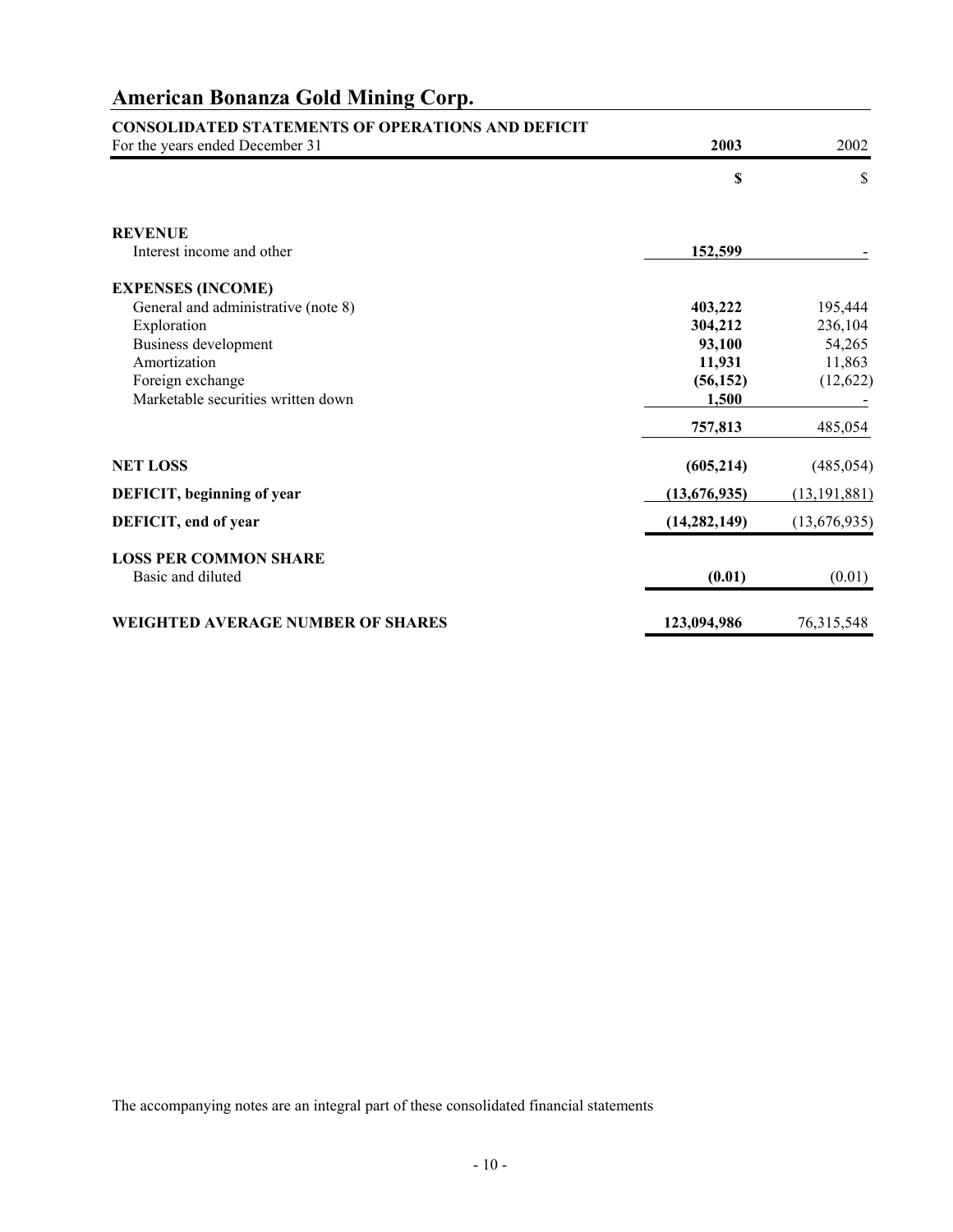# American Bonanza Gold Mining Corp.

## CONSOLIDATED STATEMENTS OF OPERATIONS AND DEFICIT

| For the years ended December 31 | **2003** | 2002 |
|---|---|---|
| | **$** | $ |
| **REVENUE** | | |
| Interest income and other | **152,599** | - |
| **EXPENSES (INCOME)** | | |
| General and administrative (note 8) | **403,222** | 195,444 |
| Exploration | **304,212** | 236,104 |
| Business development | **93,100** | 54,265 |
| Amortization | **11,931** | 11,863 |
| Foreign exchange | **(56,152)** | (12,622) |
| Marketable securities written down | **1,500** | - |
| | **757,813** | 485,054 |
| **NET LOSS** | **(605,214)** | (485,054) |
| **DEFICIT, beginning of year** | **(13,676,935)** | (13,191,881) |
| **DEFICIT, end of year** | **(14,282,149)** | (13,676,935) |
| **LOSS PER COMMON SHARE** | | |
| Basic and diluted | **(0.01)** | (0.01) |
| **WEIGHTED AVERAGE NUMBER OF SHARES** | **123,094,986** | 76,315,548 |

The accompanying notes are an integral part of these consolidated financial statements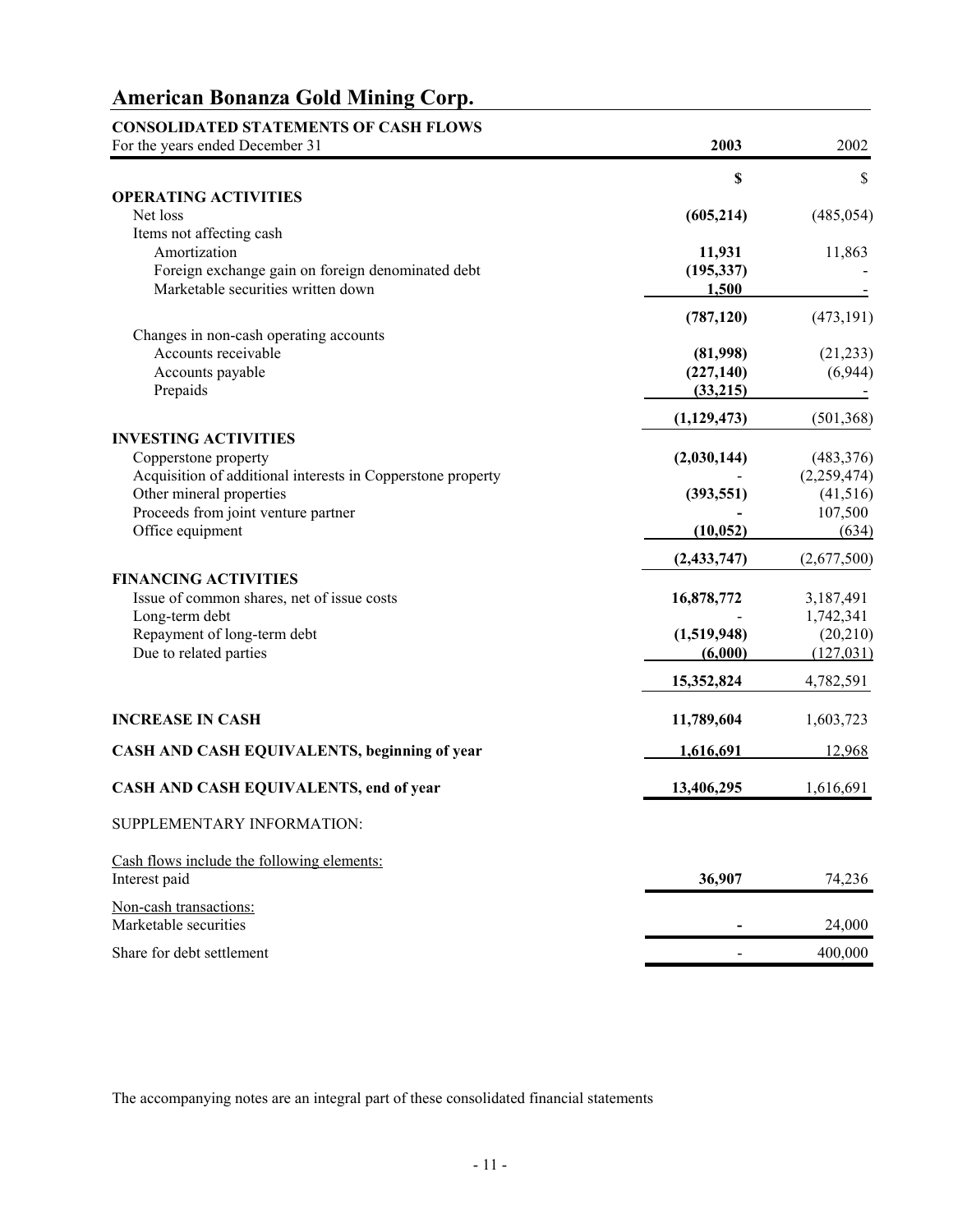# American Bonanza Gold Mining Corp.

**CONSOLIDATED STATEMENTS OF CASH FLOWS**

| For the years ended December 31 | **2003** | 2002 |
|---|---|---|
| | **$** | $ |
| **OPERATING ACTIVITIES** | | |
| Net loss | **(605,214)** | (485,054) |
| Items not affecting cash | | |
| Amortization | **11,931** | 11,863 |
| Foreign exchange gain on foreign denominated debt | **(195,337)** | - |
| Marketable securities written down | **1,500** | - |
| | **(787,120)** | (473,191) |
| Changes in non-cash operating accounts | | |
| Accounts receivable | **(81,998)** | (21,233) |
| Accounts payable | **(227,140)** | (6,944) |
| Prepaids | **(33,215)** | - |
| | **(1,129,473)** | (501,368) |
| **INVESTING ACTIVITIES** | | |
| Copperstone property | **(2,030,144)** | (483,376) |
| Acquisition of additional interests in Copperstone property | - | (2,259,474) |
| Other mineral properties | **(393,551)** | (41,516) |
| Proceeds from joint venture partner | **-** | 107,500 |
| Office equipment | **(10,052)** | (634) |
| | **(2,433,747)** | (2,677,500) |
| **FINANCING ACTIVITIES** | | |
| Issue of common shares, net of issue costs | **16,878,772** | 3,187,491 |
| Long-term debt | - | 1,742,341 |
| Repayment of long-term debt | **(1,519,948)** | (20,210) |
| Due to related parties | **(6,000)** | (127,031) |
| | **15,352,824** | 4,782,591 |
| **INCREASE IN CASH** | **11,789,604** | 1,603,723 |
| **CASH AND CASH EQUIVALENTS, beginning of year** | **1,616,691** | 12,968 |
| **CASH AND CASH EQUIVALENTS, end of year** | **13,406,295** | 1,616,691 |

SUPPLEMENTARY INFORMATION:

| | | |
|---|---|---|
| Cash flows include the following elements: | | |
| Interest paid | **36,907** | 74,236 |
| Non-cash transactions: | | |
| Marketable securities | **-** | 24,000 |
| Share for debt settlement | - | 400,000 |

The accompanying notes are an integral part of these consolidated financial statements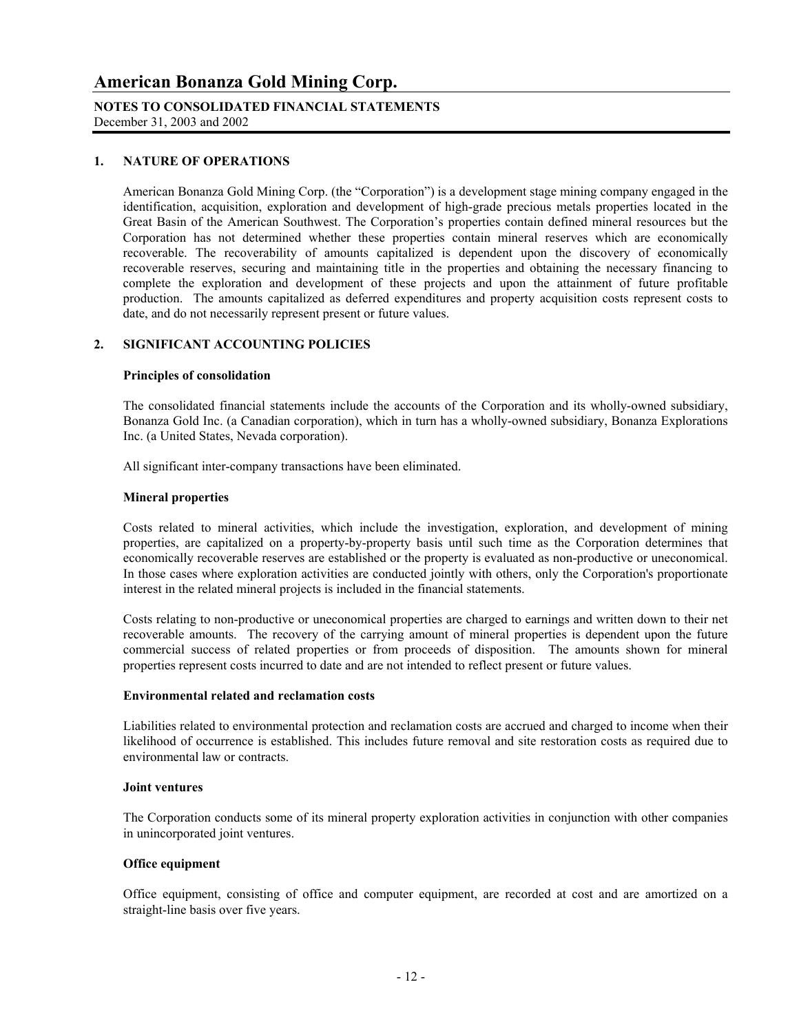# American Bonanza Gold Mining Corp.

**NOTES TO CONSOLIDATED FINANCIAL STATEMENTS**
December 31, 2003 and 2002

## 1. NATURE OF OPERATIONS

American Bonanza Gold Mining Corp. (the "Corporation") is a development stage mining company engaged in the identification, acquisition, exploration and development of high-grade precious metals properties located in the Great Basin of the American Southwest. The Corporation's properties contain defined mineral resources but the Corporation has not determined whether these properties contain mineral reserves which are economically recoverable. The recoverability of amounts capitalized is dependent upon the discovery of economically recoverable reserves, securing and maintaining title in the properties and obtaining the necessary financing to complete the exploration and development of these projects and upon the attainment of future profitable production. The amounts capitalized as deferred expenditures and property acquisition costs represent costs to date, and do not necessarily represent present or future values.

## 2. SIGNIFICANT ACCOUNTING POLICIES

**Principles of consolidation**

The consolidated financial statements include the accounts of the Corporation and its wholly-owned subsidiary, Bonanza Gold Inc. (a Canadian corporation), which in turn has a wholly-owned subsidiary, Bonanza Explorations Inc. (a United States, Nevada corporation).

All significant inter-company transactions have been eliminated.

**Mineral properties**

Costs related to mineral activities, which include the investigation, exploration, and development of mining properties, are capitalized on a property-by-property basis until such time as the Corporation determines that economically recoverable reserves are established or the property is evaluated as non-productive or uneconomical. In those cases where exploration activities are conducted jointly with others, only the Corporation's proportionate interest in the related mineral projects is included in the financial statements.

Costs relating to non-productive or uneconomical properties are charged to earnings and written down to their net recoverable amounts. The recovery of the carrying amount of mineral properties is dependent upon the future commercial success of related properties or from proceeds of disposition. The amounts shown for mineral properties represent costs incurred to date and are not intended to reflect present or future values.

**Environmental related and reclamation costs**

Liabilities related to environmental protection and reclamation costs are accrued and charged to income when their likelihood of occurrence is established. This includes future removal and site restoration costs as required due to environmental law or contracts.

**Joint ventures**

The Corporation conducts some of its mineral property exploration activities in conjunction with other companies in unincorporated joint ventures.

**Office equipment**

Office equipment, consisting of office and computer equipment, are recorded at cost and are amortized on a straight-line basis over five years.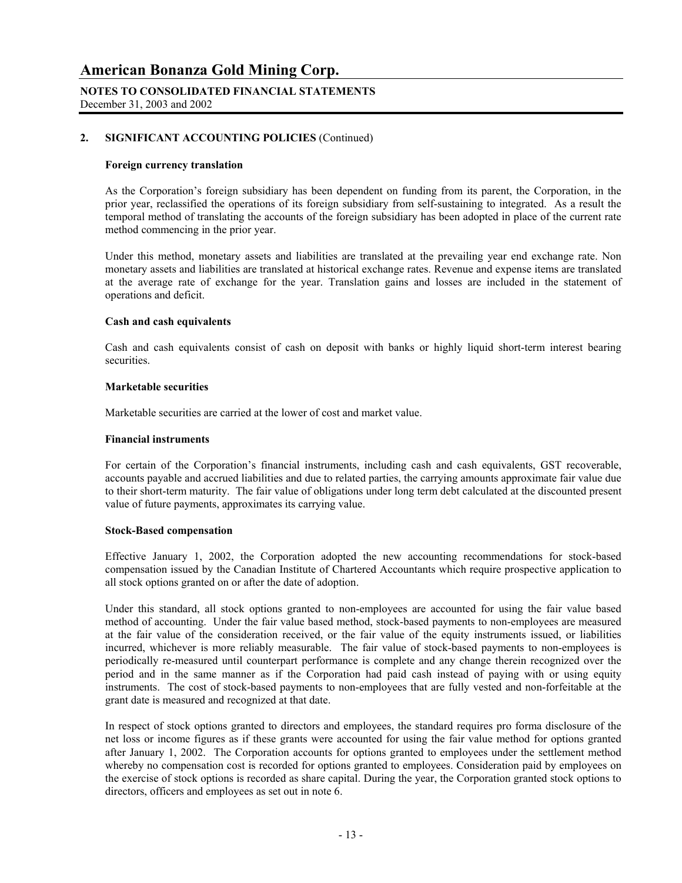## 2. SIGNIFICANT ACCOUNTING POLICIES (Continued)

### Foreign currency translation

As the Corporation's foreign subsidiary has been dependent on funding from its parent, the Corporation, in the prior year, reclassified the operations of its foreign subsidiary from self-sustaining to integrated. As a result the temporal method of translating the accounts of the foreign subsidiary has been adopted in place of the current rate method commencing in the prior year.

Under this method, monetary assets and liabilities are translated at the prevailing year end exchange rate. Non monetary assets and liabilities are translated at historical exchange rates. Revenue and expense items are translated at the average rate of exchange for the year. Translation gains and losses are included in the statement of operations and deficit.

### Cash and cash equivalents

Cash and cash equivalents consist of cash on deposit with banks or highly liquid short-term interest bearing securities.

### Marketable securities

Marketable securities are carried at the lower of cost and market value.

### Financial instruments

For certain of the Corporation's financial instruments, including cash and cash equivalents, GST recoverable, accounts payable and accrued liabilities and due to related parties, the carrying amounts approximate fair value due to their short-term maturity. The fair value of obligations under long term debt calculated at the discounted present value of future payments, approximates its carrying value.

### Stock-Based compensation

Effective January 1, 2002, the Corporation adopted the new accounting recommendations for stock-based compensation issued by the Canadian Institute of Chartered Accountants which require prospective application to all stock options granted on or after the date of adoption.

Under this standard, all stock options granted to non-employees are accounted for using the fair value based method of accounting. Under the fair value based method, stock-based payments to non-employees are measured at the fair value of the consideration received, or the fair value of the equity instruments issued, or liabilities incurred, whichever is more reliably measurable. The fair value of stock-based payments to non-employees is periodically re-measured until counterpart performance is complete and any change therein recognized over the period and in the same manner as if the Corporation had paid cash instead of paying with or using equity instruments. The cost of stock-based payments to non-employees that are fully vested and non-forfeitable at the grant date is measured and recognized at that date.

In respect of stock options granted to directors and employees, the standard requires pro forma disclosure of the net loss or income figures as if these grants were accounted for using the fair value method for options granted after January 1, 2002. The Corporation accounts for options granted to employees under the settlement method whereby no compensation cost is recorded for options granted to employees. Consideration paid by employees on the exercise of stock options is recorded as share capital. During the year, the Corporation granted stock options to directors, officers and employees as set out in note 6.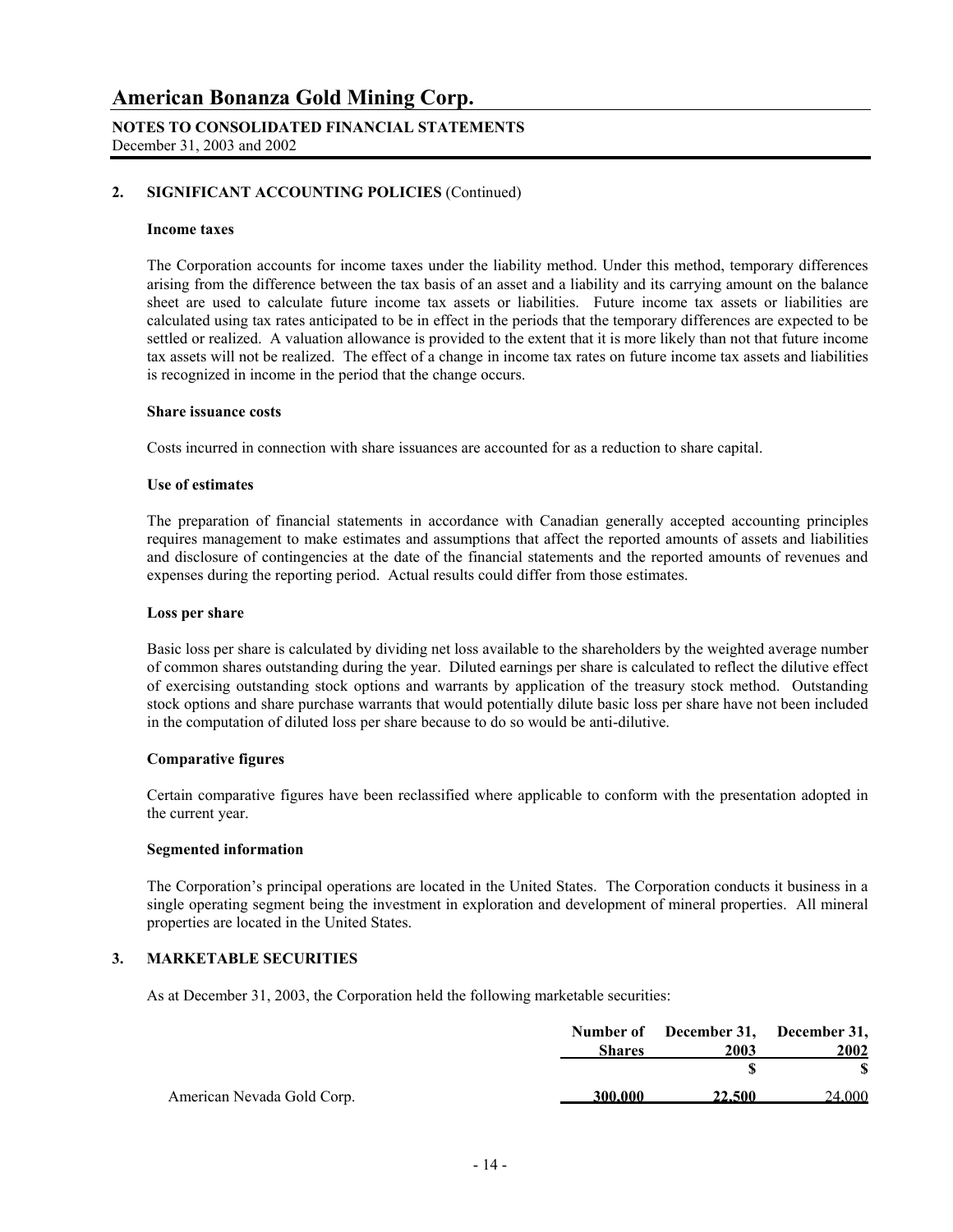# American Bonanza Gold Mining Corp.

**NOTES TO CONSOLIDATED FINANCIAL STATEMENTS**
December 31, 2003 and 2002

## 2. SIGNIFICANT ACCOUNTING POLICIES (Continued)

### Income taxes

The Corporation accounts for income taxes under the liability method. Under this method, temporary differences arising from the difference between the tax basis of an asset and a liability and its carrying amount on the balance sheet are used to calculate future income tax assets or liabilities. Future income tax assets or liabilities are calculated using tax rates anticipated to be in effect in the periods that the temporary differences are expected to be settled or realized. A valuation allowance is provided to the extent that it is more likely than not that future income tax assets will not be realized. The effect of a change in income tax rates on future income tax assets and liabilities is recognized in income in the period that the change occurs.

### Share issuance costs

Costs incurred in connection with share issuances are accounted for as a reduction to share capital.

### Use of estimates

The preparation of financial statements in accordance with Canadian generally accepted accounting principles requires management to make estimates and assumptions that affect the reported amounts of assets and liabilities and disclosure of contingencies at the date of the financial statements and the reported amounts of revenues and expenses during the reporting period. Actual results could differ from those estimates.

### Loss per share

Basic loss per share is calculated by dividing net loss available to the shareholders by the weighted average number of common shares outstanding during the year. Diluted earnings per share is calculated to reflect the dilutive effect of exercising outstanding stock options and warrants by application of the treasury stock method. Outstanding stock options and share purchase warrants that would potentially dilute basic loss per share have not been included in the computation of diluted loss per share because to do so would be anti-dilutive.

### Comparative figures

Certain comparative figures have been reclassified where applicable to conform with the presentation adopted in the current year.

### Segmented information

The Corporation's principal operations are located in the United States. The Corporation conducts it business in a single operating segment being the investment in exploration and development of mineral properties. All mineral properties are located in the United States.

## 3. MARKETABLE SECURITIES

As at December 31, 2003, the Corporation held the following marketable securities:

| | Number of Shares | December 31, 2003 | December 31, 2002 |
|---|---|---|---|
| | | $ | $ |
| American Nevada Gold Corp. | 300,000 | 22,500 | 24,000 |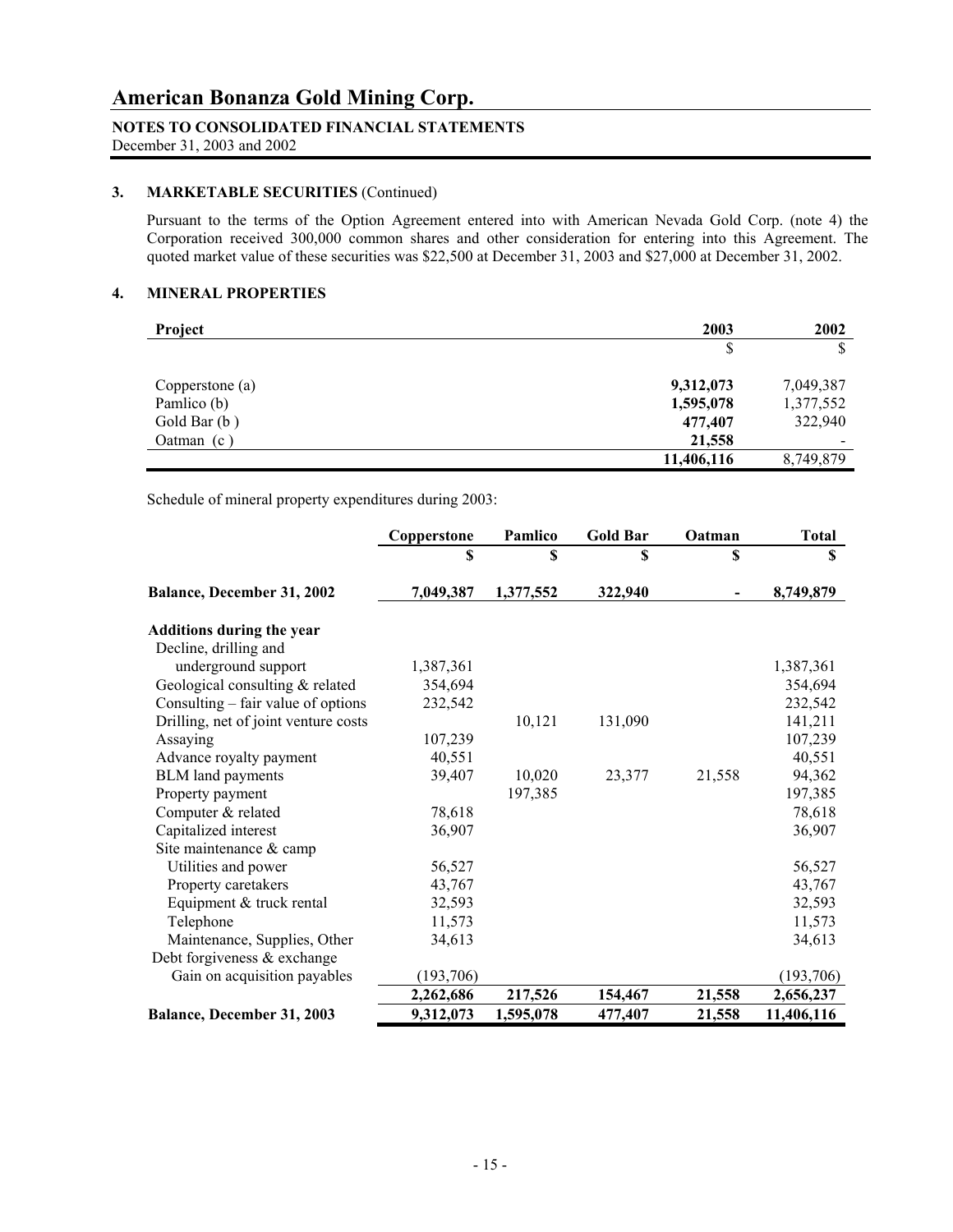### 3. MARKETABLE SECURITIES (Continued)

Pursuant to the terms of the Option Agreement entered into with American Nevada Gold Corp. (note 4) the Corporation received 300,000 common shares and other consideration for entering into this Agreement. The quoted market value of these securities was $22,500 at December 31, 2003 and $27,000 at December 31, 2002.

### 4. MINERAL PROPERTIES

| Project | 2003 | 2002 |
|---|---|---|
| | $ | $ |
| Copperstone (a) | **9,312,073** | 7,049,387 |
| Pamlico (b) | **1,595,078** | 1,377,552 |
| Gold Bar (b ) | **477,407** | 322,940 |
| Oatman (c ) | **21,558** | - |
| | **11,406,116** | 8,749,879 |

Schedule of mineral property expenditures during 2003:

| | Copperstone | Pamlico | Gold Bar | Oatman | Total |
|---|---|---|---|---|---|
| | $ | $ | $ | $ | $ |
| **Balance, December 31, 2002** | **7,049,387** | **1,377,552** | **322,940** | **-** | **8,749,879** |
| **Additions during the year** | | | | | |
| Decline, drilling and underground support | 1,387,361 | | | | 1,387,361 |
| Geological consulting & related | 354,694 | | | | 354,694 |
| Consulting – fair value of options | 232,542 | | | | 232,542 |
| Drilling, net of joint venture costs | | 10,121 | 131,090 | | 141,211 |
| Assaying | 107,239 | | | | 107,239 |
| Advance royalty payment | 40,551 | | | | 40,551 |
| BLM land payments | 39,407 | 10,020 | 23,377 | 21,558 | 94,362 |
| Property payment | | 197,385 | | | 197,385 |
| Computer & related | 78,618 | | | | 78,618 |
| Capitalized interest | 36,907 | | | | 36,907 |
| Site maintenance & camp | | | | | |
| Utilities and power | 56,527 | | | | 56,527 |
| Property caretakers | 43,767 | | | | 43,767 |
| Equipment & truck rental | 32,593 | | | | 32,593 |
| Telephone | 11,573 | | | | 11,573 |
| Maintenance, Supplies, Other | 34,613 | | | | 34,613 |
| Debt forgiveness & exchange Gain on acquisition payables | (193,706) | | | | (193,706) |
| | **2,262,686** | **217,526** | **154,467** | **21,558** | **2,656,237** |
| **Balance, December 31, 2003** | **9,312,073** | **1,595,078** | **477,407** | **21,558** | **11,406,116** |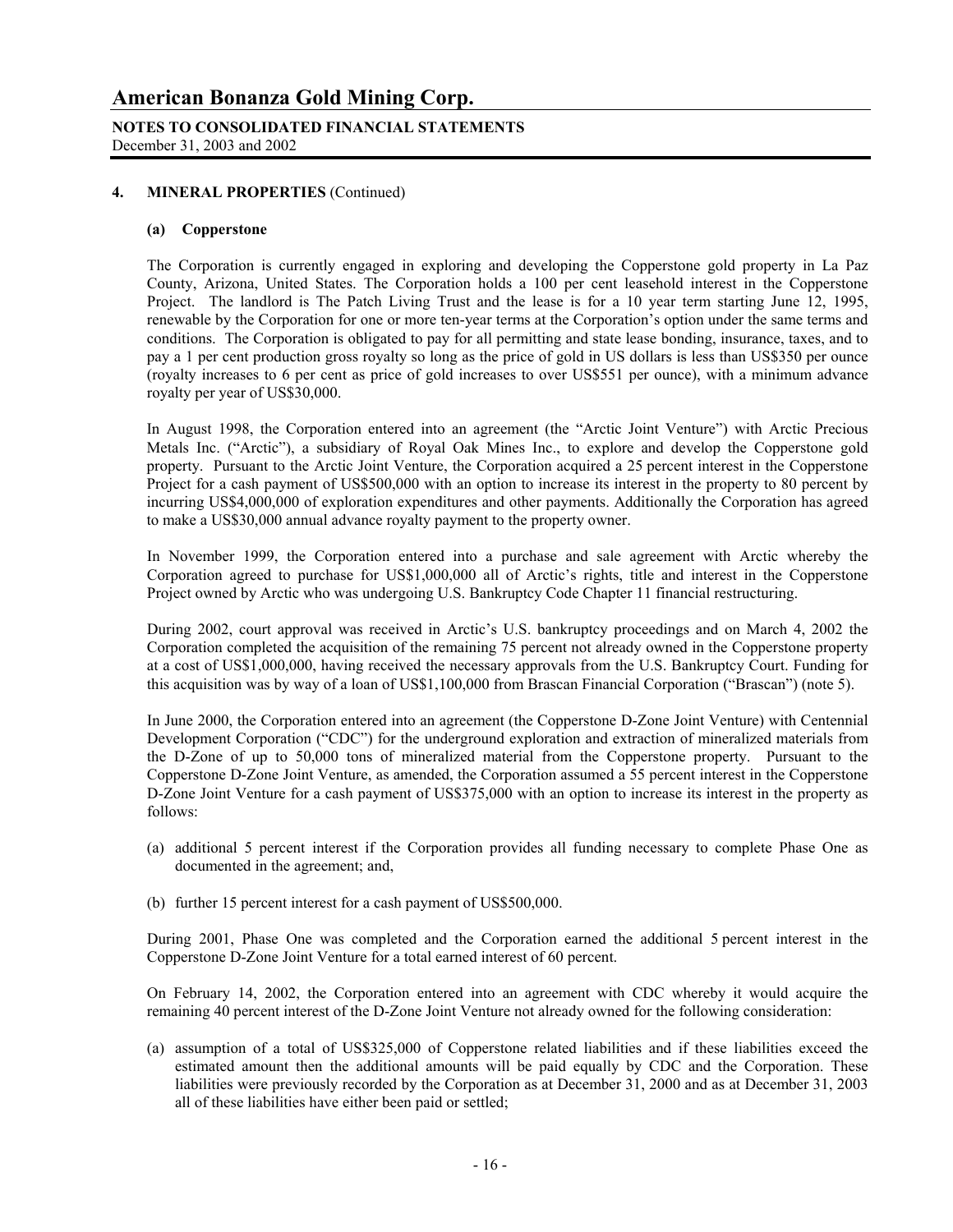## 4. MINERAL PROPERTIES (Continued)

### (a) Copperstone

The Corporation is currently engaged in exploring and developing the Copperstone gold property in La Paz County, Arizona, United States. The Corporation holds a 100 per cent leasehold interest in the Copperstone Project. The landlord is The Patch Living Trust and the lease is for a 10 year term starting June 12, 1995, renewable by the Corporation for one or more ten-year terms at the Corporation's option under the same terms and conditions. The Corporation is obligated to pay for all permitting and state lease bonding, insurance, taxes, and to pay a 1 per cent production gross royalty so long as the price of gold in US dollars is less than US$350 per ounce (royalty increases to 6 per cent as price of gold increases to over US$551 per ounce), with a minimum advance royalty per year of US$30,000.

In August 1998, the Corporation entered into an agreement (the "Arctic Joint Venture") with Arctic Precious Metals Inc. ("Arctic"), a subsidiary of Royal Oak Mines Inc., to explore and develop the Copperstone gold property. Pursuant to the Arctic Joint Venture, the Corporation acquired a 25 percent interest in the Copperstone Project for a cash payment of US$500,000 with an option to increase its interest in the property to 80 percent by incurring US$4,000,000 of exploration expenditures and other payments. Additionally the Corporation has agreed to make a US$30,000 annual advance royalty payment to the property owner.

In November 1999, the Corporation entered into a purchase and sale agreement with Arctic whereby the Corporation agreed to purchase for US$1,000,000 all of Arctic's rights, title and interest in the Copperstone Project owned by Arctic who was undergoing U.S. Bankruptcy Code Chapter 11 financial restructuring.

During 2002, court approval was received in Arctic's U.S. bankruptcy proceedings and on March 4, 2002 the Corporation completed the acquisition of the remaining 75 percent not already owned in the Copperstone property at a cost of US$1,000,000, having received the necessary approvals from the U.S. Bankruptcy Court. Funding for this acquisition was by way of a loan of US$1,100,000 from Brascan Financial Corporation ("Brascan") (note 5).

In June 2000, the Corporation entered into an agreement (the Copperstone D-Zone Joint Venture) with Centennial Development Corporation ("CDC") for the underground exploration and extraction of mineralized materials from the D-Zone of up to 50,000 tons of mineralized material from the Copperstone property. Pursuant to the Copperstone D-Zone Joint Venture, as amended, the Corporation assumed a 55 percent interest in the Copperstone D-Zone Joint Venture for a cash payment of US$375,000 with an option to increase its interest in the property as follows:

(a) additional 5 percent interest if the Corporation provides all funding necessary to complete Phase One as documented in the agreement; and,

(b) further 15 percent interest for a cash payment of US$500,000.

During 2001, Phase One was completed and the Corporation earned the additional 5 percent interest in the Copperstone D-Zone Joint Venture for a total earned interest of 60 percent.

On February 14, 2002, the Corporation entered into an agreement with CDC whereby it would acquire the remaining 40 percent interest of the D-Zone Joint Venture not already owned for the following consideration:

(a) assumption of a total of US$325,000 of Copperstone related liabilities and if these liabilities exceed the estimated amount then the additional amounts will be paid equally by CDC and the Corporation. These liabilities were previously recorded by the Corporation as at December 31, 2000 and as at December 31, 2003 all of these liabilities have either been paid or settled;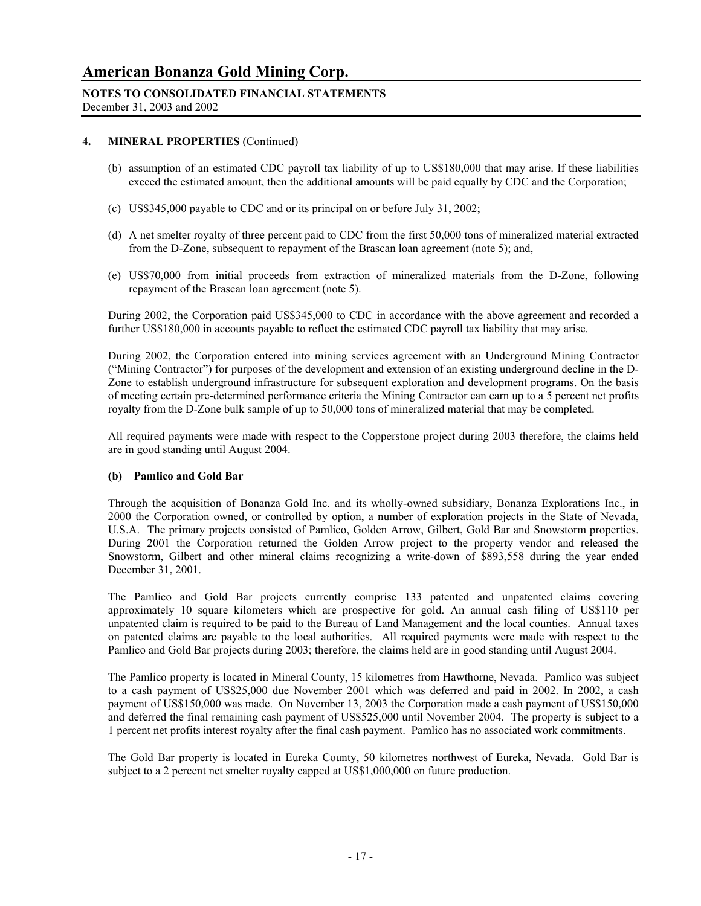# American Bonanza Gold Mining Corp.

**NOTES TO CONSOLIDATED FINANCIAL STATEMENTS**
December 31, 2003 and 2002

**4. MINERAL PROPERTIES** (Continued)

(b) assumption of an estimated CDC payroll tax liability of up to US$180,000 that may arise. If these liabilities exceed the estimated amount, then the additional amounts will be paid equally by CDC and the Corporation;

(c) US$345,000 payable to CDC and or its principal on or before July 31, 2002;

(d) A net smelter royalty of three percent paid to CDC from the first 50,000 tons of mineralized material extracted from the D-Zone, subsequent to repayment of the Brascan loan agreement (note 5); and,

(e) US$70,000 from initial proceeds from extraction of mineralized materials from the D-Zone, following repayment of the Brascan loan agreement (note 5).

During 2002, the Corporation paid US$345,000 to CDC in accordance with the above agreement and recorded a further US$180,000 in accounts payable to reflect the estimated CDC payroll tax liability that may arise.

During 2002, the Corporation entered into mining services agreement with an Underground Mining Contractor ("Mining Contractor") for purposes of the development and extension of an existing underground decline in the D-Zone to establish underground infrastructure for subsequent exploration and development programs. On the basis of meeting certain pre-determined performance criteria the Mining Contractor can earn up to a 5 percent net profits royalty from the D-Zone bulk sample of up to 50,000 tons of mineralized material that may be completed.

All required payments were made with respect to the Copperstone project during 2003 therefore, the claims held are in good standing until August 2004.

**(b) Pamlico and Gold Bar**

Through the acquisition of Bonanza Gold Inc. and its wholly-owned subsidiary, Bonanza Explorations Inc., in 2000 the Corporation owned, or controlled by option, a number of exploration projects in the State of Nevada, U.S.A. The primary projects consisted of Pamlico, Golden Arrow, Gilbert, Gold Bar and Snowstorm properties. During 2001 the Corporation returned the Golden Arrow project to the property vendor and released the Snowstorm, Gilbert and other mineral claims recognizing a write-down of $893,558 during the year ended December 31, 2001.

The Pamlico and Gold Bar projects currently comprise 133 patented and unpatented claims covering approximately 10 square kilometers which are prospective for gold. An annual cash filing of US$110 per unpatented claim is required to be paid to the Bureau of Land Management and the local counties. Annual taxes on patented claims are payable to the local authorities. All required payments were made with respect to the Pamlico and Gold Bar projects during 2003; therefore, the claims held are in good standing until August 2004.

The Pamlico property is located in Mineral County, 15 kilometres from Hawthorne, Nevada. Pamlico was subject to a cash payment of US$25,000 due November 2001 which was deferred and paid in 2002. In 2002, a cash payment of US$150,000 was made. On November 13, 2003 the Corporation made a cash payment of US$150,000 and deferred the final remaining cash payment of US$525,000 until November 2004. The property is subject to a 1 percent net profits interest royalty after the final cash payment. Pamlico has no associated work commitments.

The Gold Bar property is located in Eureka County, 50 kilometres northwest of Eureka, Nevada. Gold Bar is subject to a 2 percent net smelter royalty capped at US$1,000,000 on future production.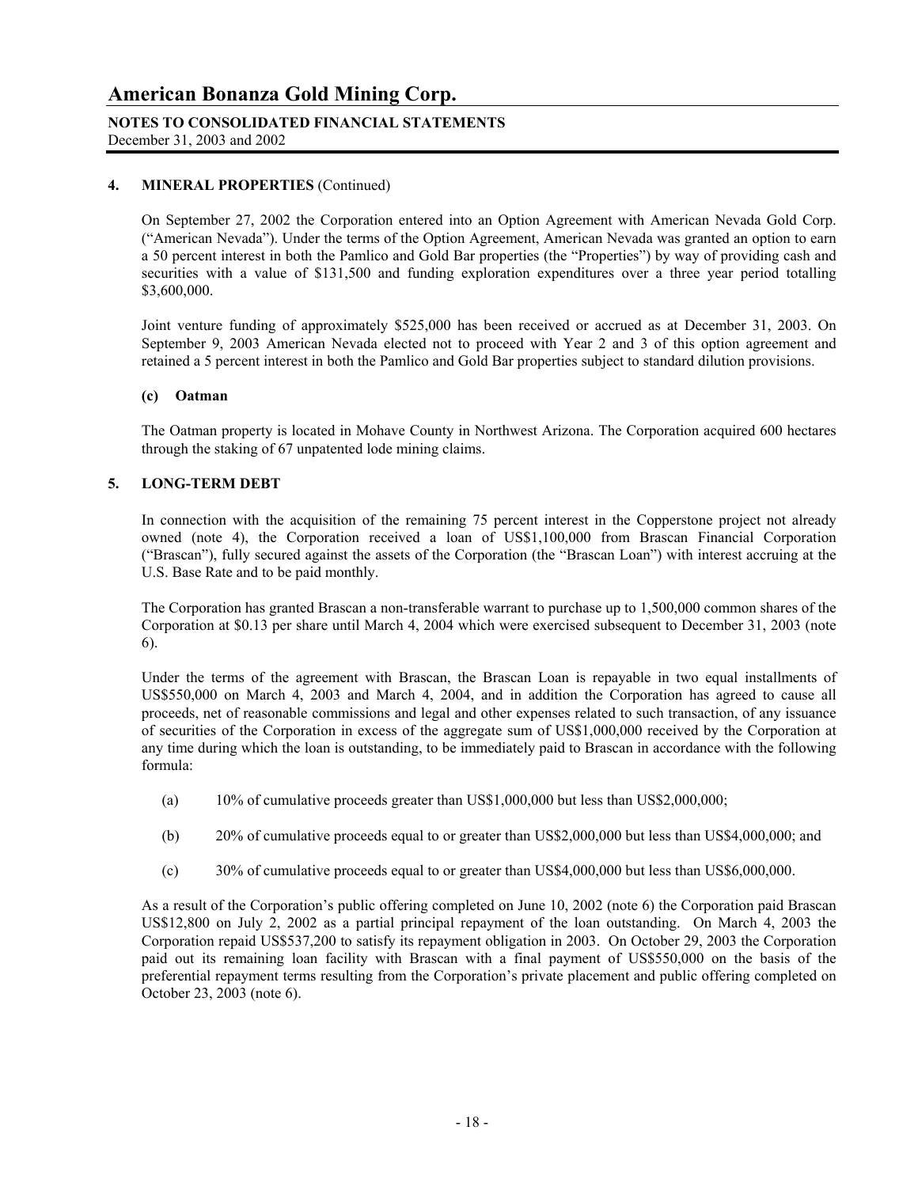## 4. MINERAL PROPERTIES (Continued)

On September 27, 2002 the Corporation entered into an Option Agreement with American Nevada Gold Corp. ("American Nevada"). Under the terms of the Option Agreement, American Nevada was granted an option to earn a 50 percent interest in both the Pamlico and Gold Bar properties (the "Properties") by way of providing cash and securities with a value of $131,500 and funding exploration expenditures over a three year period totalling $3,600,000.

Joint venture funding of approximately $525,000 has been received or accrued as at December 31, 2003. On September 9, 2003 American Nevada elected not to proceed with Year 2 and 3 of this option agreement and retained a 5 percent interest in both the Pamlico and Gold Bar properties subject to standard dilution provisions.

### (c) Oatman

The Oatman property is located in Mohave County in Northwest Arizona. The Corporation acquired 600 hectares through the staking of 67 unpatented lode mining claims.

## 5. LONG-TERM DEBT

In connection with the acquisition of the remaining 75 percent interest in the Copperstone project not already owned (note 4), the Corporation received a loan of US$1,100,000 from Brascan Financial Corporation ("Brascan"), fully secured against the assets of the Corporation (the "Brascan Loan") with interest accruing at the U.S. Base Rate and to be paid monthly.

The Corporation has granted Brascan a non-transferable warrant to purchase up to 1,500,000 common shares of the Corporation at $0.13 per share until March 4, 2004 which were exercised subsequent to December 31, 2003 (note 6).

Under the terms of the agreement with Brascan, the Brascan Loan is repayable in two equal installments of US$550,000 on March 4, 2003 and March 4, 2004, and in addition the Corporation has agreed to cause all proceeds, net of reasonable commissions and legal and other expenses related to such transaction, of any issuance of securities of the Corporation in excess of the aggregate sum of US$1,000,000 received by the Corporation at any time during which the loan is outstanding, to be immediately paid to Brascan in accordance with the following formula:

(a) 10% of cumulative proceeds greater than US$1,000,000 but less than US$2,000,000;

(b) 20% of cumulative proceeds equal to or greater than US$2,000,000 but less than US$4,000,000; and

(c) 30% of cumulative proceeds equal to or greater than US$4,000,000 but less than US$6,000,000.

As a result of the Corporation's public offering completed on June 10, 2002 (note 6) the Corporation paid Brascan US$12,800 on July 2, 2002 as a partial principal repayment of the loan outstanding. On March 4, 2003 the Corporation repaid US$537,200 to satisfy its repayment obligation in 2003. On October 29, 2003 the Corporation paid out its remaining loan facility with Brascan with a final payment of US$550,000 on the basis of the preferential repayment terms resulting from the Corporation's private placement and public offering completed on October 23, 2003 (note 6).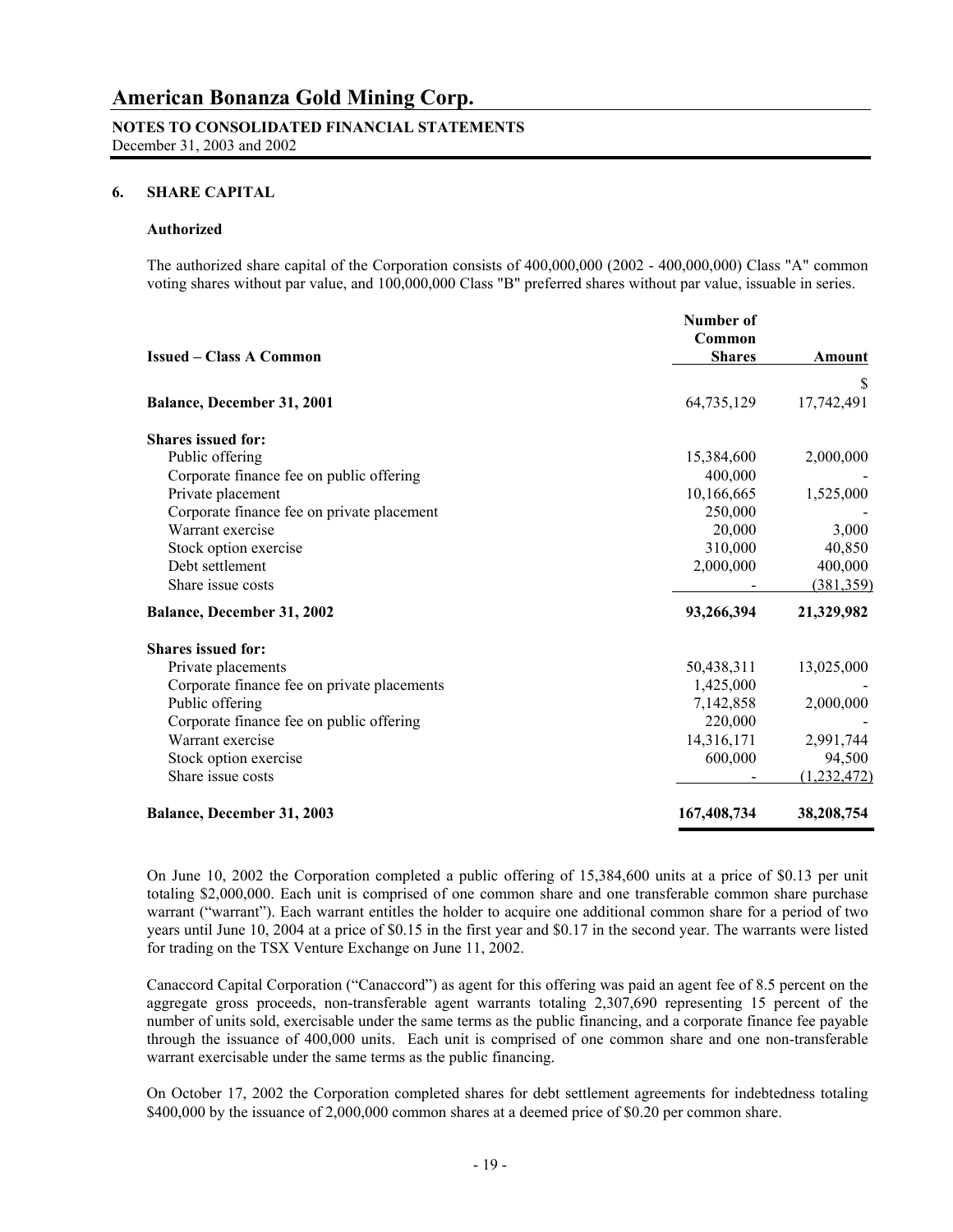# American Bonanza Gold Mining Corp.

**NOTES TO CONSOLIDATED FINANCIAL STATEMENTS**
December 31, 2003 and 2002

## 6. SHARE CAPITAL

### Authorized

The authorized share capital of the Corporation consists of 400,000,000 (2002 - 400,000,000) Class "A" common voting shares without par value, and 100,000,000 Class "B" preferred shares without par value, issuable in series.

| Issued – Class A Common | Number of Common Shares | Amount |
|---|---|---|
| | | $ |
| **Balance, December 31, 2001** | 64,735,129 | 17,742,491 |
| **Shares issued for:** | | |
| Public offering | 15,384,600 | 2,000,000 |
| Corporate finance fee on public offering | 400,000 | - |
| Private placement | 10,166,665 | 1,525,000 |
| Corporate finance fee on private placement | 250,000 | - |
| Warrant exercise | 20,000 | 3,000 |
| Stock option exercise | 310,000 | 40,850 |
| Debt settlement | 2,000,000 | 400,000 |
| Share issue costs | - | (381,359) |
| **Balance, December 31, 2002** | **93,266,394** | **21,329,982** |
| **Shares issued for:** | | |
| Private placements | 50,438,311 | 13,025,000 |
| Corporate finance fee on private placements | 1,425,000 | - |
| Public offering | 7,142,858 | 2,000,000 |
| Corporate finance fee on public offering | 220,000 | - |
| Warrant exercise | 14,316,171 | 2,991,744 |
| Stock option exercise | 600,000 | 94,500 |
| Share issue costs | - | (1,232,472) |
| **Balance, December 31, 2003** | **167,408,734** | **38,208,754** |

On June 10, 2002 the Corporation completed a public offering of 15,384,600 units at a price of $0.13 per unit totaling $2,000,000. Each unit is comprised of one common share and one transferable common share purchase warrant ("warrant"). Each warrant entitles the holder to acquire one additional common share for a period of two years until June 10, 2004 at a price of $0.15 in the first year and $0.17 in the second year. The warrants were listed for trading on the TSX Venture Exchange on June 11, 2002.

Canaccord Capital Corporation ("Canaccord") as agent for this offering was paid an agent fee of 8.5 percent on the aggregate gross proceeds, non-transferable agent warrants totaling 2,307,690 representing 15 percent of the number of units sold, exercisable under the same terms as the public financing, and a corporate finance fee payable through the issuance of 400,000 units. Each unit is comprised of one common share and one non-transferable warrant exercisable under the same terms as the public financing.

On October 17, 2002 the Corporation completed shares for debt settlement agreements for indebtedness totaling $400,000 by the issuance of 2,000,000 common shares at a deemed price of $0.20 per common share.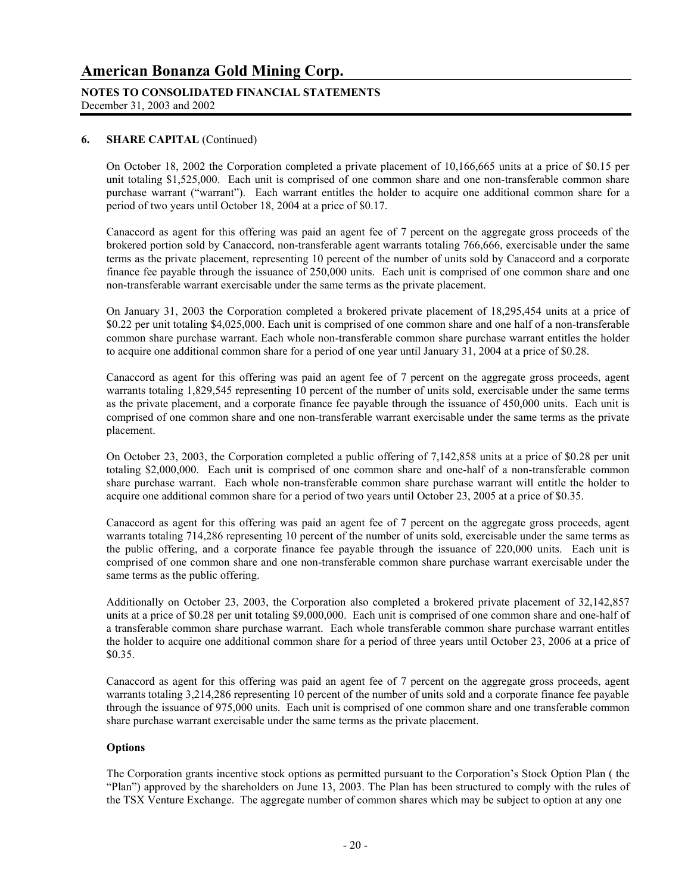**6. SHARE CAPITAL** (Continued)

On October 18, 2002 the Corporation completed a private placement of 10,166,665 units at a price of $0.15 per unit totaling $1,525,000. Each unit is comprised of one common share and one non-transferable common share purchase warrant ("warrant"). Each warrant entitles the holder to acquire one additional common share for a period of two years until October 18, 2004 at a price of $0.17.

Canaccord as agent for this offering was paid an agent fee of 7 percent on the aggregate gross proceeds of the brokered portion sold by Canaccord, non-transferable agent warrants totaling 766,666, exercisable under the same terms as the private placement, representing 10 percent of the number of units sold by Canaccord and a corporate finance fee payable through the issuance of 250,000 units. Each unit is comprised of one common share and one non-transferable warrant exercisable under the same terms as the private placement.

On January 31, 2003 the Corporation completed a brokered private placement of 18,295,454 units at a price of $0.22 per unit totaling $4,025,000. Each unit is comprised of one common share and one half of a non-transferable common share purchase warrant. Each whole non-transferable common share purchase warrant entitles the holder to acquire one additional common share for a period of one year until January 31, 2004 at a price of $0.28.

Canaccord as agent for this offering was paid an agent fee of 7 percent on the aggregate gross proceeds, agent warrants totaling 1,829,545 representing 10 percent of the number of units sold, exercisable under the same terms as the private placement, and a corporate finance fee payable through the issuance of 450,000 units. Each unit is comprised of one common share and one non-transferable warrant exercisable under the same terms as the private placement.

On October 23, 2003, the Corporation completed a public offering of 7,142,858 units at a price of $0.28 per unit totaling $2,000,000. Each unit is comprised of one common share and one-half of a non-transferable common share purchase warrant. Each whole non-transferable common share purchase warrant will entitle the holder to acquire one additional common share for a period of two years until October 23, 2005 at a price of $0.35.

Canaccord as agent for this offering was paid an agent fee of 7 percent on the aggregate gross proceeds, agent warrants totaling 714,286 representing 10 percent of the number of units sold, exercisable under the same terms as the public offering, and a corporate finance fee payable through the issuance of 220,000 units. Each unit is comprised of one common share and one non-transferable common share purchase warrant exercisable under the same terms as the public offering.

Additionally on October 23, 2003, the Corporation also completed a brokered private placement of 32,142,857 units at a price of $0.28 per unit totaling $9,000,000. Each unit is comprised of one common share and one-half of a transferable common share purchase warrant. Each whole transferable common share purchase warrant entitles the holder to acquire one additional common share for a period of three years until October 23, 2006 at a price of $0.35.

Canaccord as agent for this offering was paid an agent fee of 7 percent on the aggregate gross proceeds, agent warrants totaling 3,214,286 representing 10 percent of the number of units sold and a corporate finance fee payable through the issuance of 975,000 units. Each unit is comprised of one common share and one transferable common share purchase warrant exercisable under the same terms as the private placement.

**Options**

The Corporation grants incentive stock options as permitted pursuant to the Corporation's Stock Option Plan ( the "Plan") approved by the shareholders on June 13, 2003. The Plan has been structured to comply with the rules of the TSX Venture Exchange. The aggregate number of common shares which may be subject to option at any one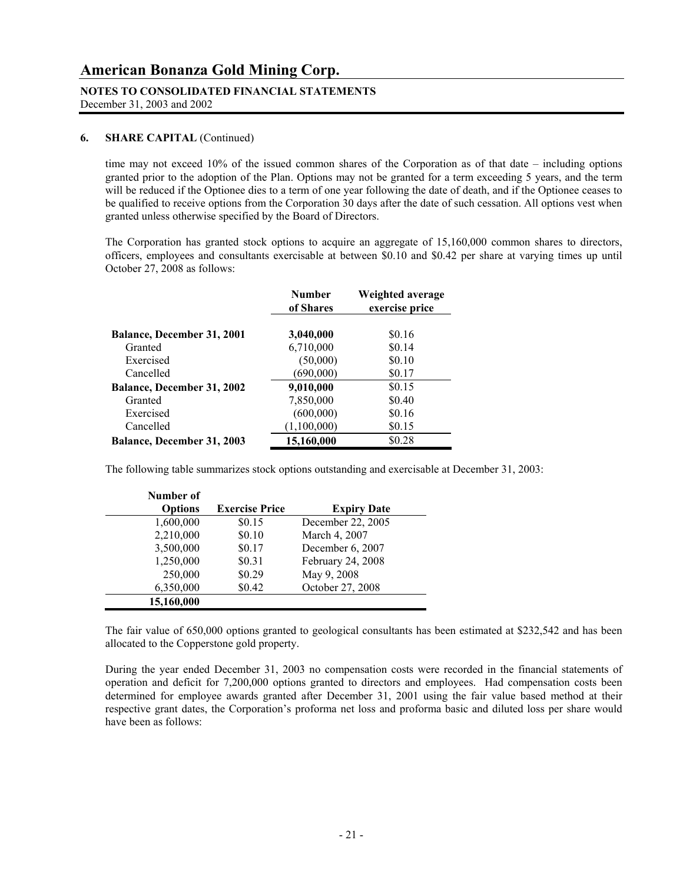# American Bonanza Gold Mining Corp.

**NOTES TO CONSOLIDATED FINANCIAL STATEMENTS**
December 31, 2003 and 2002

**6. SHARE CAPITAL** (Continued)

time may not exceed 10% of the issued common shares of the Corporation as of that date – including options granted prior to the adoption of the Plan. Options may not be granted for a term exceeding 5 years, and the term will be reduced if the Optionee dies to a term of one year following the date of death, and if the Optionee ceases to be qualified to receive options from the Corporation 30 days after the date of such cessation. All options vest when granted unless otherwise specified by the Board of Directors.

The Corporation has granted stock options to acquire an aggregate of 15,160,000 common shares to directors, officers, employees and consultants exercisable at between $0.10 and $0.42 per share at varying times up until October 27, 2008 as follows:

| | Number of Shares | Weighted average exercise price |
|---|---|---|
| **Balance, December 31, 2001** | **3,040,000** | $0.16 |
| Granted | 6,710,000 | $0.14 |
| Exercised | (50,000) | $0.10 |
| Cancelled | (690,000) | $0.17 |
| **Balance, December 31, 2002** | **9,010,000** | $0.15 |
| Granted | 7,850,000 | $0.40 |
| Exercised | (600,000) | $0.16 |
| Cancelled | (1,100,000) | $0.15 |
| **Balance, December 31, 2003** | **15,160,000** | $0.28 |

The following table summarizes stock options outstanding and exercisable at December 31, 2003:

| Number of Options | Exercise Price | Expiry Date |
|---|---|---|
| 1,600,000 | $0.15 | December 22, 2005 |
| 2,210,000 | $0.10 | March 4, 2007 |
| 3,500,000 | $0.17 | December 6, 2007 |
| 1,250,000 | $0.31 | February 24, 2008 |
| 250,000 | $0.29 | May 9, 2008 |
| 6,350,000 | $0.42 | October 27, 2008 |
| **15,160,000** | | |

The fair value of 650,000 options granted to geological consultants has been estimated at $232,542 and has been allocated to the Copperstone gold property.

During the year ended December 31, 2003 no compensation costs were recorded in the financial statements of operation and deficit for 7,200,000 options granted to directors and employees. Had compensation costs been determined for employee awards granted after December 31, 2001 using the fair value based method at their respective grant dates, the Corporation's proforma net loss and proforma basic and diluted loss per share would have been as follows: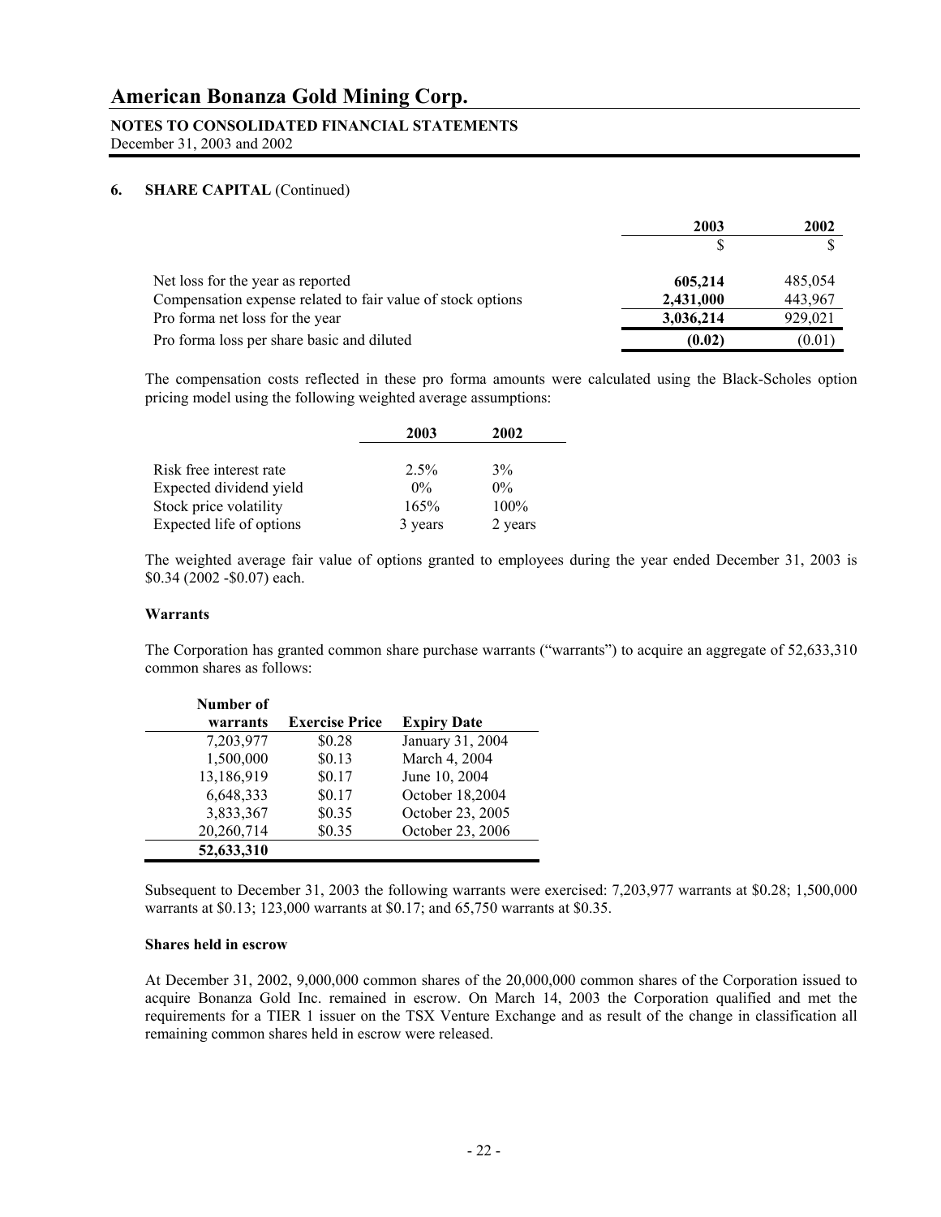# American Bonanza Gold Mining Corp.

**NOTES TO CONSOLIDATED FINANCIAL STATEMENTS**
December 31, 2003 and 2002

**6. SHARE CAPITAL** (Continued)

| | 2003 | 2002 |
|---|---|---|
| | $ | $ |
| Net loss for the year as reported | **605,214** | 485,054 |
| Compensation expense related to fair value of stock options | **2,431,000** | 443,967 |
| Pro forma net loss for the year | **3,036,214** | 929,021 |
| Pro forma loss per share basic and diluted | **(0.02)** | (0.01) |

The compensation costs reflected in these pro forma amounts were calculated using the Black-Scholes option pricing model using the following weighted average assumptions:

| | 2003 | 2002 |
|---|---|---|
| Risk free interest rate | 2.5% | 3% |
| Expected dividend yield | 0% | 0% |
| Stock price volatility | 165% | 100% |
| Expected life of options | 3 years | 2 years |

The weighted average fair value of options granted to employees during the year ended December 31, 2003 is $0.34 (2002 -$0.07) each.

**Warrants**

The Corporation has granted common share purchase warrants ("warrants") to acquire an aggregate of 52,633,310 common shares as follows:

| Number of warrants | Exercise Price | Expiry Date |
|---|---|---|
| 7,203,977 | $0.28 | January 31, 2004 |
| 1,500,000 | $0.13 | March 4, 2004 |
| 13,186,919 | $0.17 | June 10, 2004 |
| 6,648,333 | $0.17 | October 18,2004 |
| 3,833,367 | $0.35 | October 23, 2005 |
| 20,260,714 | $0.35 | October 23, 2006 |
| **52,633,310** | | |

Subsequent to December 31, 2003 the following warrants were exercised: 7,203,977 warrants at $0.28; 1,500,000 warrants at $0.13; 123,000 warrants at $0.17; and 65,750 warrants at $0.35.

**Shares held in escrow**

At December 31, 2002, 9,000,000 common shares of the 20,000,000 common shares of the Corporation issued to acquire Bonanza Gold Inc. remained in escrow. On March 14, 2003 the Corporation qualified and met the requirements for a TIER 1 issuer on the TSX Venture Exchange and as result of the change in classification all remaining common shares held in escrow were released.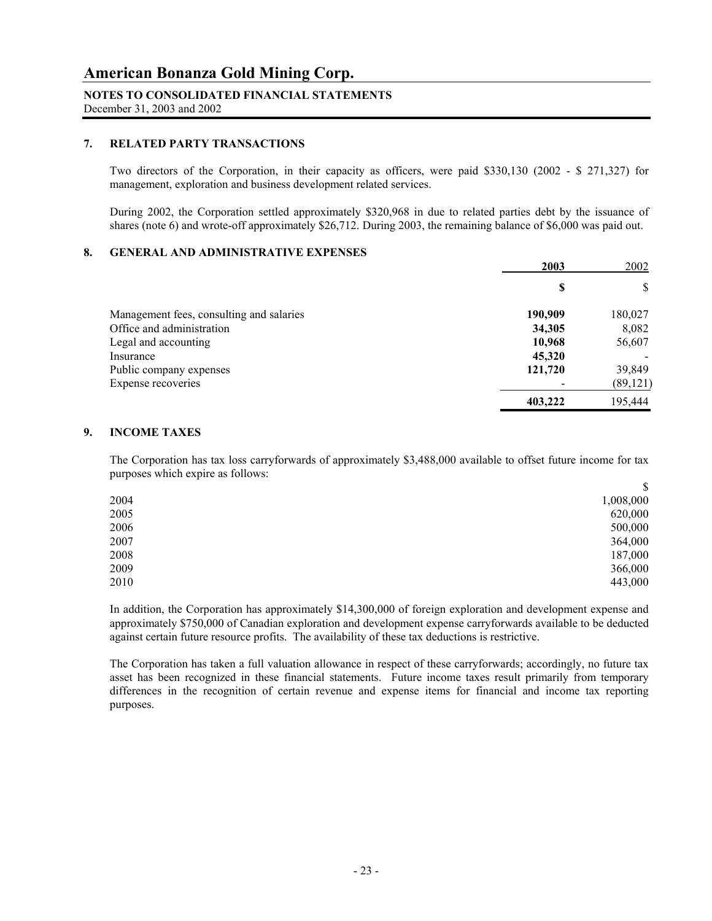# American Bonanza Gold Mining Corp.

**NOTES TO CONSOLIDATED FINANCIAL STATEMENTS**
December 31, 2003 and 2002

## 7. RELATED PARTY TRANSACTIONS

Two directors of the Corporation, in their capacity as officers, were paid \$330,130 (2002 - \$ 271,327) for management, exploration and business development related services.

During 2002, the Corporation settled approximately \$320,968 in due to related parties debt by the issuance of shares (note 6) and wrote-off approximately \$26,712. During 2003, the remaining balance of \$6,000 was paid out.

## 8. GENERAL AND ADMINISTRATIVE EXPENSES

| | **2003** | 2002 |
|---|---|---|
| | **\$** | \$ |
| Management fees, consulting and salaries | **190,909** | 180,027 |
| Office and administration | **34,305** | 8,082 |
| Legal and accounting | **10,968** | 56,607 |
| Insurance | **45,320** | - |
| Public company expenses | **121,720** | 39,849 |
| Expense recoveries | - | (89,121) |
| | **403,222** | 195,444 |

## 9. INCOME TAXES

The Corporation has tax loss carryforwards of approximately \$3,488,000 available to offset future income for tax purposes which expire as follows:

| | \$ |
|---|---|
| 2004 | 1,008,000 |
| 2005 | 620,000 |
| 2006 | 500,000 |
| 2007 | 364,000 |
| 2008 | 187,000 |
| 2009 | 366,000 |
| 2010 | 443,000 |

In addition, the Corporation has approximately \$14,300,000 of foreign exploration and development expense and approximately \$750,000 of Canadian exploration and development expense carryforwards available to be deducted against certain future resource profits. The availability of these tax deductions is restrictive.

The Corporation has taken a full valuation allowance in respect of these carryforwards; accordingly, no future tax asset has been recognized in these financial statements. Future income taxes result primarily from temporary differences in the recognition of certain revenue and expense items for financial and income tax reporting purposes.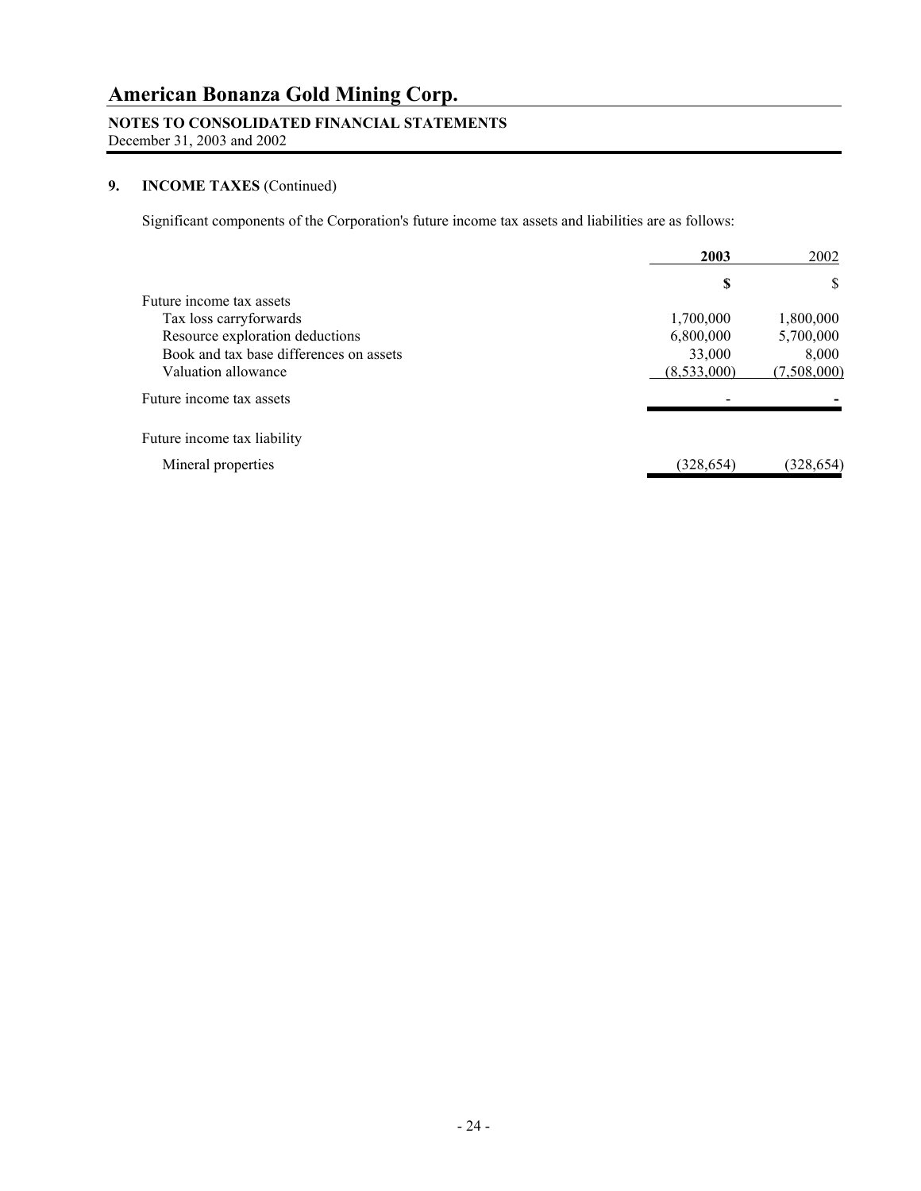# American Bonanza Gold Mining Corp.

**NOTES TO CONSOLIDATED FINANCIAL STATEMENTS**
December 31, 2003 and 2002

## 9. INCOME TAXES (Continued)

Significant components of the Corporation's future income tax assets and liabilities are as follows:

| | 2003 | 2002 |
|---|---|---|
| | $ | $ |
| Future income tax assets | | |
| Tax loss carryforwards | 1,700,000 | 1,800,000 |
| Resource exploration deductions | 6,800,000 | 5,700,000 |
| Book and tax base differences on assets | 33,000 | 8,000 |
| Valuation allowance | (8,533,000) | (7,508,000) |
| Future income tax assets | - | - |
| Future income tax liability | | |
| Mineral properties | (328,654) | (328,654) |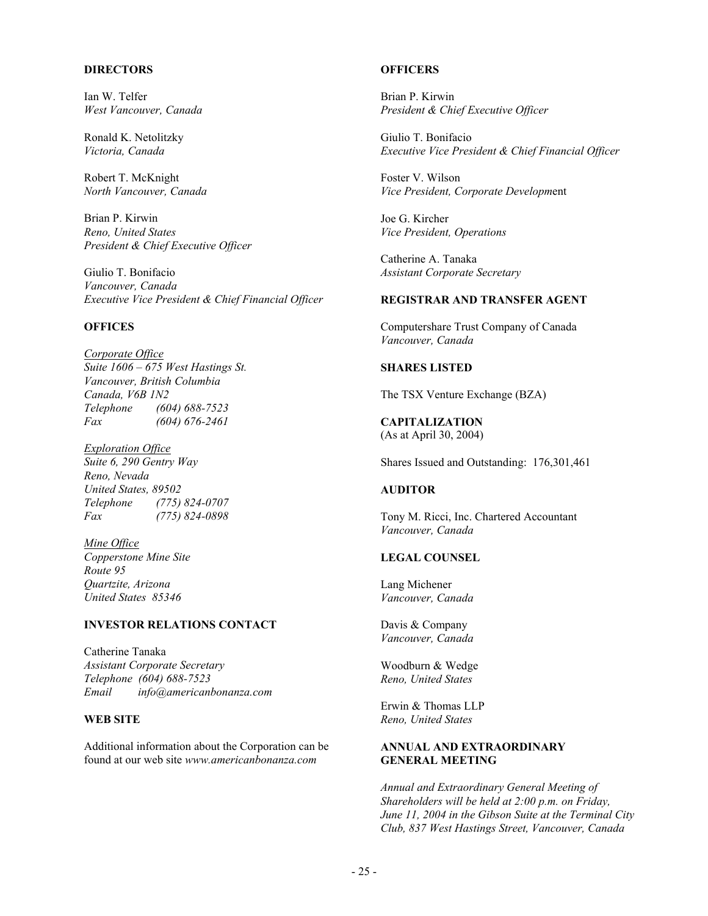## DIRECTORS

Ian W. Telfer
*West Vancouver, Canada*

Ronald K. Netolitzky
*Victoria, Canada*

Robert T. McKnight
*North Vancouver, Canada*

Brian P. Kirwin
*Reno, United States*
*President & Chief Executive Officer*

Giulio T. Bonifacio
*Vancouver, Canada*
*Executive Vice President & Chief Financial Officer*

## OFFICES

*Corporate Office*
*Suite 1606 – 675 West Hastings St.*
*Vancouver, British Columbia*
*Canada, V6B 1N2*
*Telephone (604) 688-7523*
*Fax (604) 676-2461*

*Exploration Office*
*Suite 6, 290 Gentry Way*
*Reno, Nevada*
*United States, 89502*
*Telephone (775) 824-0707*
*Fax (775) 824-0898*

*Mine Office*
*Copperstone Mine Site*
*Route 95*
*Quartzite, Arizona*
*United States 85346*

## INVESTOR RELATIONS CONTACT

Catherine Tanaka
*Assistant Corporate Secretary*
*Telephone (604) 688-7523*
*Email info@americanbonanza.com*

## WEB SITE

Additional information about the Corporation can be found at our web site *www.americanbonanza.com*

## OFFICERS

Brian P. Kirwin
*President & Chief Executive Officer*

Giulio T. Bonifacio
*Executive Vice President & Chief Financial Officer*

Foster V. Wilson
*Vice President, Corporate Development*

Joe G. Kircher
*Vice President, Operations*

Catherine A. Tanaka
*Assistant Corporate Secretary*

## REGISTRAR AND TRANSFER AGENT

Computershare Trust Company of Canada
*Vancouver, Canada*

## SHARES LISTED

The TSX Venture Exchange (BZA)

## CAPITALIZATION

(As at April 30, 2004)

Shares Issued and Outstanding: 176,301,461

## AUDITOR

Tony M. Ricci, Inc. Chartered Accountant
*Vancouver, Canada*

## LEGAL COUNSEL

Lang Michener
*Vancouver, Canada*

Davis & Company
*Vancouver, Canada*

Woodburn & Wedge
*Reno, United States*

Erwin & Thomas LLP
*Reno, United States*

## ANNUAL AND EXTRAORDINARY GENERAL MEETING

*Annual and Extraordinary General Meeting of Shareholders will be held at 2:00 p.m. on Friday, June 11, 2004 in the Gibson Suite at the Terminal City Club, 837 West Hastings Street, Vancouver, Canada*